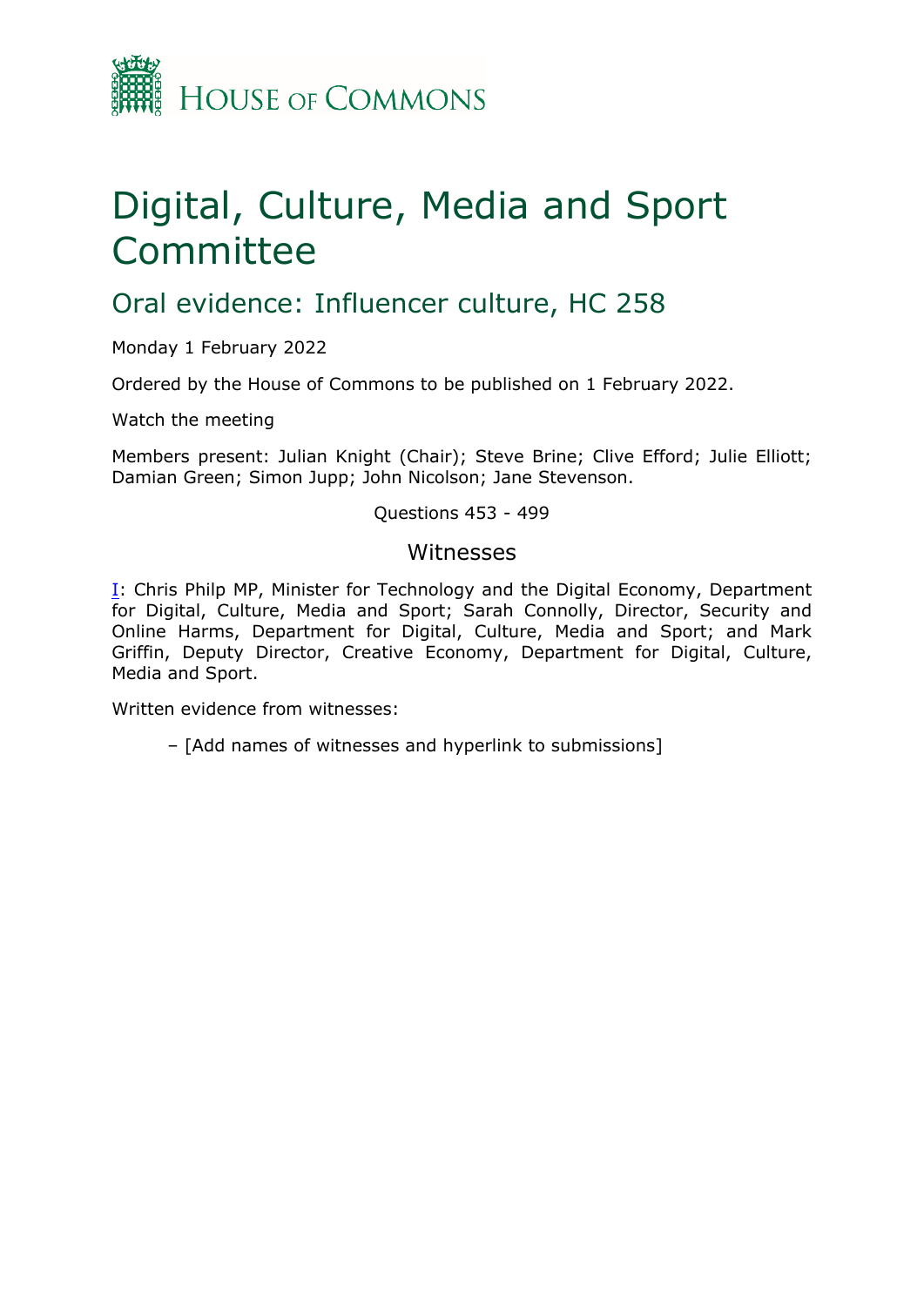HOUSE OF COMMONS

# Digital, Culture, Media and Sport Committee

## Oral evidence: Influencer culture, HC 258

Monday 1 February 2022

Ordered by the House of Commons to be published on 1 February 2022.

Watch the meeting

Members present: Julian Knight (Chair); Steve Brine; Clive Efford; Julie Elliott; Damian Green; Simon Jupp; John Nicolson; Jane Stevenson.

Questions 453 - 499

### Witnesses

I: Chris Philp MP, Minister for Technology and the Digital Economy, Department for Digital, Culture, Media and Sport; Sarah Connolly, Director, Security and Online Harms, Department for Digital, Culture, Media and Sport; and Mark Griffin, Deputy Director, Creative Economy, Department for Digital, Culture, Media and Sport.

Written evidence from witnesses:

– [Add names of witnesses and hyperlink to submissions]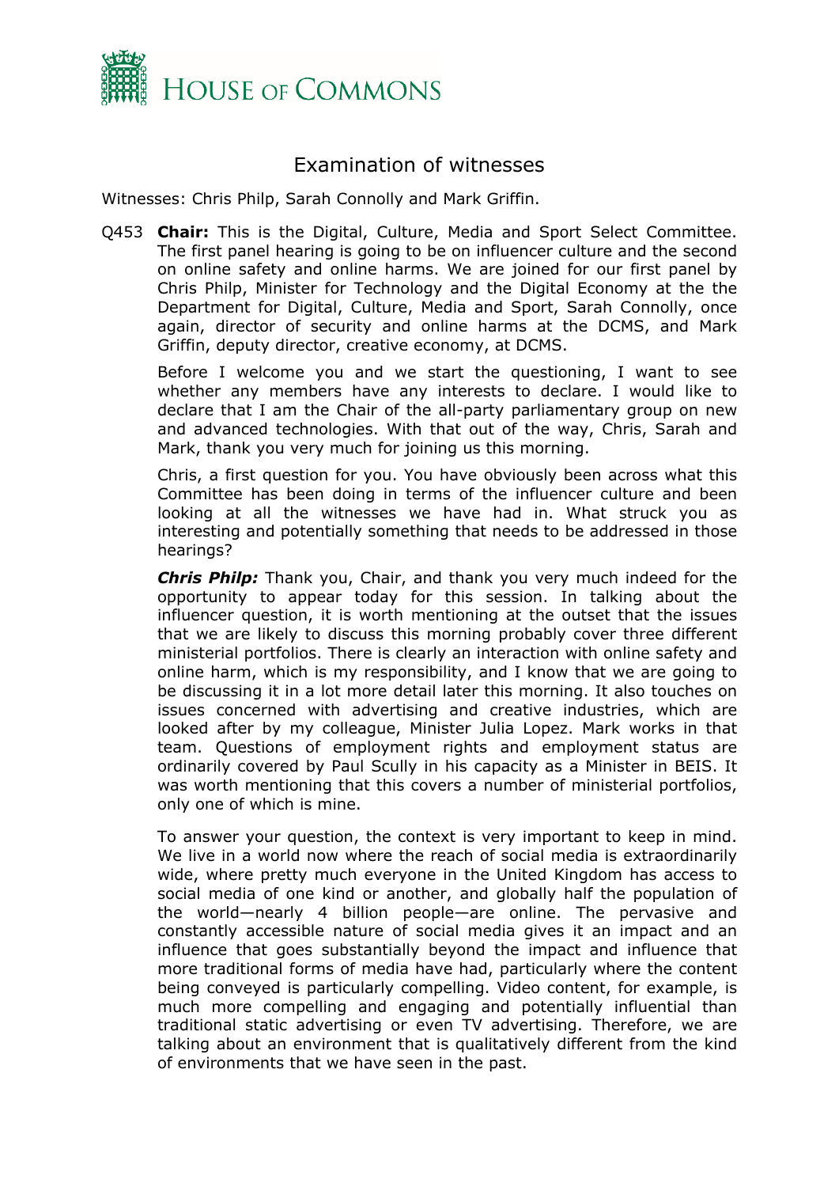# Examination of witnesses

Witnesses: Chris Philp, Sarah Connolly and Mark Griffin.

Q453 **Chair:** This is the Digital, Culture, Media and Sport Select Committee. The first panel hearing is going to be on influencer culture and the second on online safety and online harms. We are joined for our first panel by Chris Philp, Minister for Technology and the Digital Economy at the the Department for Digital, Culture, Media and Sport, Sarah Connolly, once again, director of security and online harms at the DCMS, and Mark Griffin, deputy director, creative economy, at DCMS.

Before I welcome you and we start the questioning, I want to see whether any members have any interests to declare. I would like to declare that I am the Chair of the all-party parliamentary group on new and advanced technologies. With that out of the way, Chris, Sarah and Mark, thank you very much for joining us this morning.

Chris, a first question for you. You have obviously been across what this Committee has been doing in terms of the influencer culture and been looking at all the witnesses we have had in. What struck you as interesting and potentially something that needs to be addressed in those hearings?

***Chris Philp:*** Thank you, Chair, and thank you very much indeed for the opportunity to appear today for this session. In talking about the influencer question, it is worth mentioning at the outset that the issues that we are likely to discuss this morning probably cover three different ministerial portfolios. There is clearly an interaction with online safety and online harm, which is my responsibility, and I know that we are going to be discussing it in a lot more detail later this morning. It also touches on issues concerned with advertising and creative industries, which are looked after by my colleague, Minister Julia Lopez. Mark works in that team. Questions of employment rights and employment status are ordinarily covered by Paul Scully in his capacity as a Minister in BEIS. It was worth mentioning that this covers a number of ministerial portfolios, only one of which is mine.

To answer your question, the context is very important to keep in mind. We live in a world now where the reach of social media is extraordinarily wide, where pretty much everyone in the United Kingdom has access to social media of one kind or another, and globally half the population of the world—nearly 4 billion people—are online. The pervasive and constantly accessible nature of social media gives it an impact and an influence that goes substantially beyond the impact and influence that more traditional forms of media have had, particularly where the content being conveyed is particularly compelling. Video content, for example, is much more compelling and engaging and potentially influential than traditional static advertising or even TV advertising. Therefore, we are talking about an environment that is qualitatively different from the kind of environments that we have seen in the past.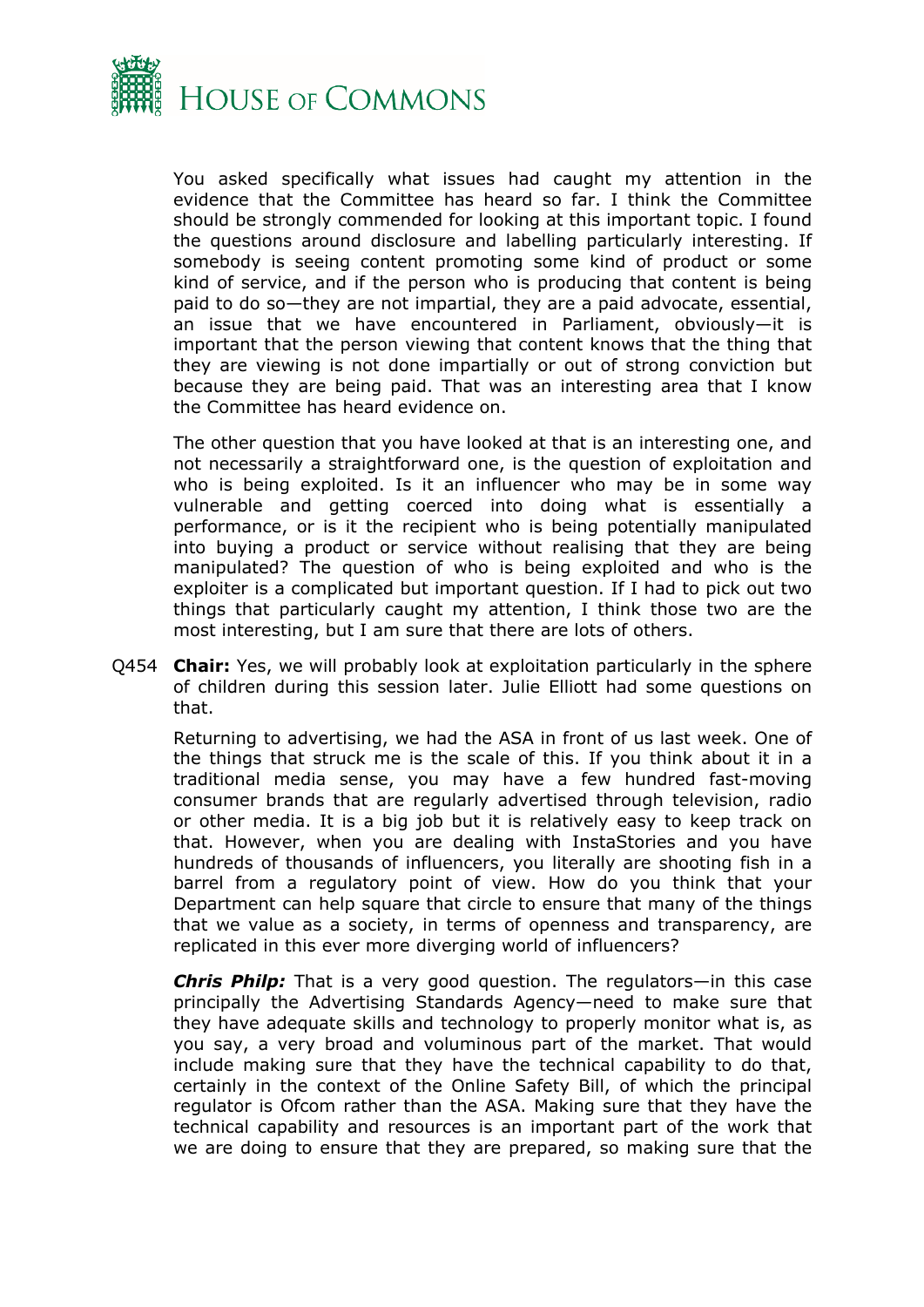You asked specifically what issues had caught my attention in the evidence that the Committee has heard so far. I think the Committee should be strongly commended for looking at this important topic. I found the questions around disclosure and labelling particularly interesting. If somebody is seeing content promoting some kind of product or some kind of service, and if the person who is producing that content is being paid to do so—they are not impartial, they are a paid advocate, essential, an issue that we have encountered in Parliament, obviously—it is important that the person viewing that content knows that the thing that they are viewing is not done impartially or out of strong conviction but because they are being paid. That was an interesting area that I know the Committee has heard evidence on.

The other question that you have looked at that is an interesting one, and not necessarily a straightforward one, is the question of exploitation and who is being exploited. Is it an influencer who may be in some way vulnerable and getting coerced into doing what is essentially a performance, or is it the recipient who is being potentially manipulated into buying a product or service without realising that they are being manipulated? The question of who is being exploited and who is the exploiter is a complicated but important question. If I had to pick out two things that particularly caught my attention, I think those two are the most interesting, but I am sure that there are lots of others.

Q454 **Chair:** Yes, we will probably look at exploitation particularly in the sphere of children during this session later. Julie Elliott had some questions on that.

Returning to advertising, we had the ASA in front of us last week. One of the things that struck me is the scale of this. If you think about it in a traditional media sense, you may have a few hundred fast-moving consumer brands that are regularly advertised through television, radio or other media. It is a big job but it is relatively easy to keep track on that. However, when you are dealing with InstaStories and you have hundreds of thousands of influencers, you literally are shooting fish in a barrel from a regulatory point of view. How do you think that your Department can help square that circle to ensure that many of the things that we value as a society, in terms of openness and transparency, are replicated in this ever more diverging world of influencers?

***Chris Philp:*** That is a very good question. The regulators—in this case principally the Advertising Standards Agency—need to make sure that they have adequate skills and technology to properly monitor what is, as you say, a very broad and voluminous part of the market. That would include making sure that they have the technical capability to do that, certainly in the context of the Online Safety Bill, of which the principal regulator is Ofcom rather than the ASA. Making sure that they have the technical capability and resources is an important part of the work that we are doing to ensure that they are prepared, so making sure that the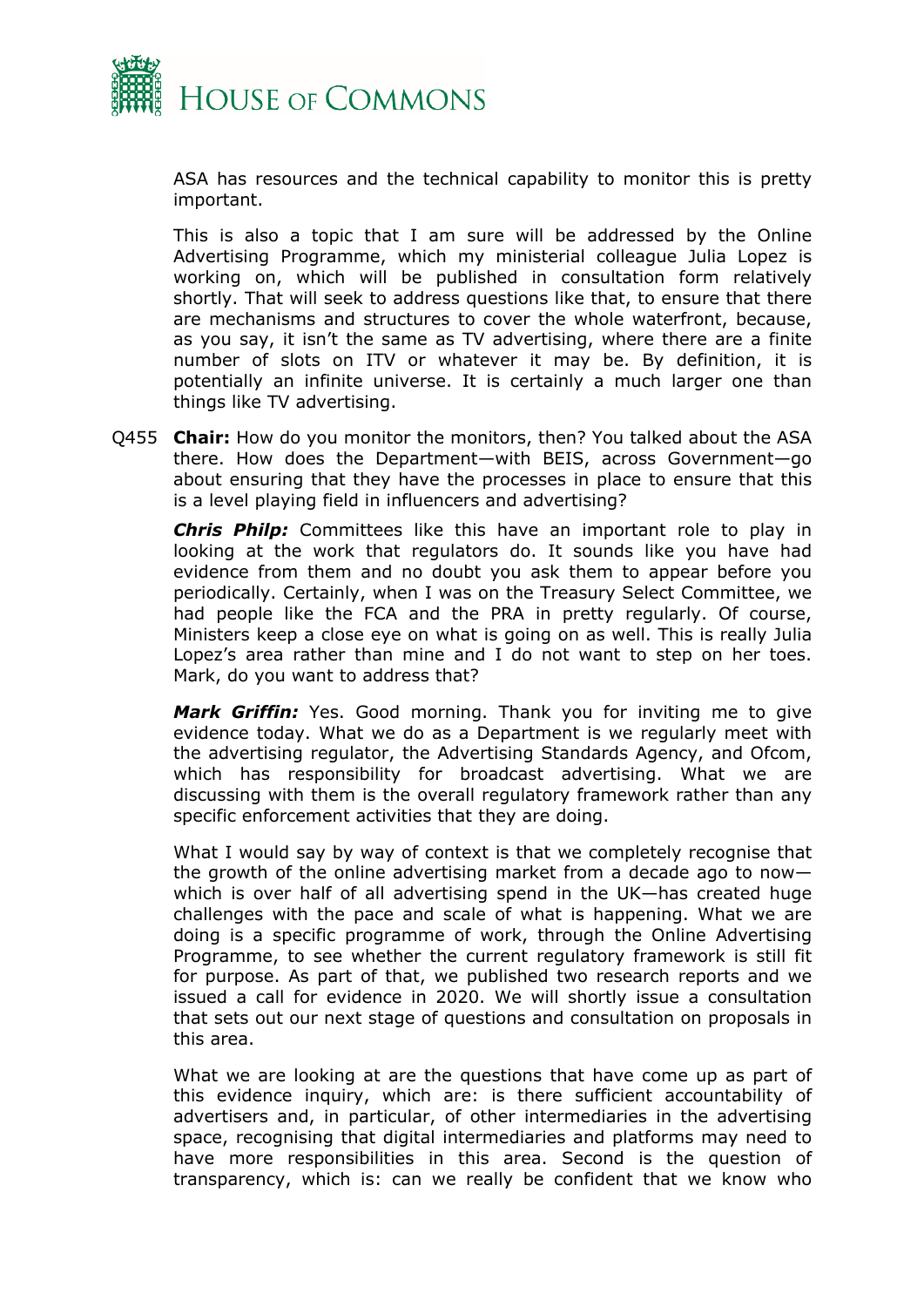ASA has resources and the technical capability to monitor this is pretty important.

This is also a topic that I am sure will be addressed by the Online Advertising Programme, which my ministerial colleague Julia Lopez is working on, which will be published in consultation form relatively shortly. That will seek to address questions like that, to ensure that there are mechanisms and structures to cover the whole waterfront, because, as you say, it isn't the same as TV advertising, where there are a finite number of slots on ITV or whatever it may be. By definition, it is potentially an infinite universe. It is certainly a much larger one than things like TV advertising.

Q455 **Chair:** How do you monitor the monitors, then? You talked about the ASA there. How does the Department—with BEIS, across Government—go about ensuring that they have the processes in place to ensure that this is a level playing field in influencers and advertising?

***Chris Philp:*** Committees like this have an important role to play in looking at the work that regulators do. It sounds like you have had evidence from them and no doubt you ask them to appear before you periodically. Certainly, when I was on the Treasury Select Committee, we had people like the FCA and the PRA in pretty regularly. Of course, Ministers keep a close eye on what is going on as well. This is really Julia Lopez's area rather than mine and I do not want to step on her toes. Mark, do you want to address that?

***Mark Griffin:*** Yes. Good morning. Thank you for inviting me to give evidence today. What we do as a Department is we regularly meet with the advertising regulator, the Advertising Standards Agency, and Ofcom, which has responsibility for broadcast advertising. What we are discussing with them is the overall regulatory framework rather than any specific enforcement activities that they are doing.

What I would say by way of context is that we completely recognise that the growth of the online advertising market from a decade ago to now—which is over half of all advertising spend in the UK—has created huge challenges with the pace and scale of what is happening. What we are doing is a specific programme of work, through the Online Advertising Programme, to see whether the current regulatory framework is still fit for purpose. As part of that, we published two research reports and we issued a call for evidence in 2020. We will shortly issue a consultation that sets out our next stage of questions and consultation on proposals in this area.

What we are looking at are the questions that have come up as part of this evidence inquiry, which are: is there sufficient accountability of advertisers and, in particular, of other intermediaries in the advertising space, recognising that digital intermediaries and platforms may need to have more responsibilities in this area. Second is the question of transparency, which is: can we really be confident that we know who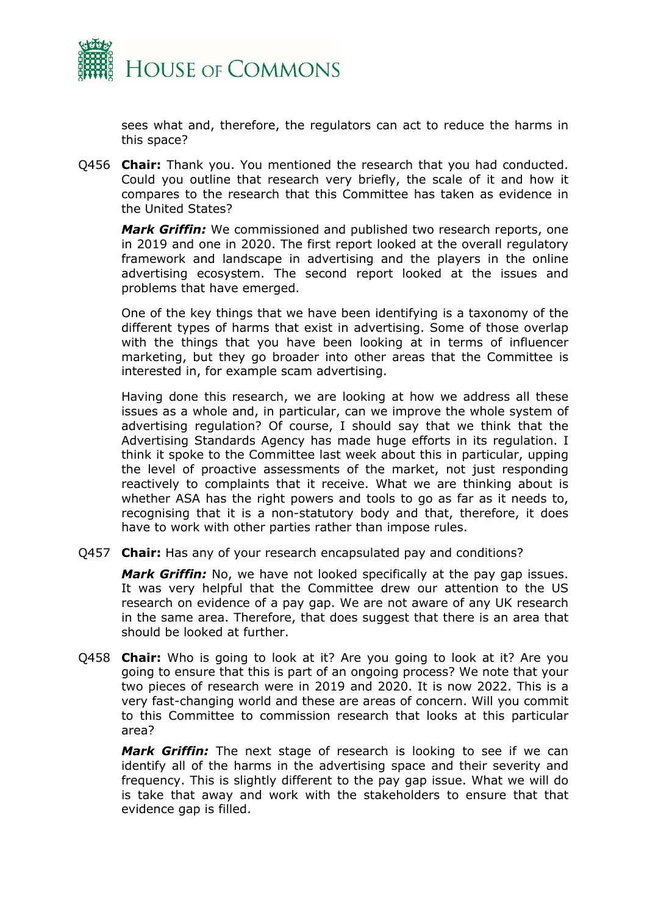sees what and, therefore, the regulators can act to reduce the harms in this space?

Q456 **Chair:** Thank you. You mentioned the research that you had conducted. Could you outline that research very briefly, the scale of it and how it compares to the research that this Committee has taken as evidence in the United States?

***Mark Griffin:*** We commissioned and published two research reports, one in 2019 and one in 2020. The first report looked at the overall regulatory framework and landscape in advertising and the players in the online advertising ecosystem. The second report looked at the issues and problems that have emerged.

One of the key things that we have been identifying is a taxonomy of the different types of harms that exist in advertising. Some of those overlap with the things that you have been looking at in terms of influencer marketing, but they go broader into other areas that the Committee is interested in, for example scam advertising.

Having done this research, we are looking at how we address all these issues as a whole and, in particular, can we improve the whole system of advertising regulation? Of course, I should say that we think that the Advertising Standards Agency has made huge efforts in its regulation. I think it spoke to the Committee last week about this in particular, upping the level of proactive assessments of the market, not just responding reactively to complaints that it receive. What we are thinking about is whether ASA has the right powers and tools to go as far as it needs to, recognising that it is a non-statutory body and that, therefore, it does have to work with other parties rather than impose rules.

Q457 **Chair:** Has any of your research encapsulated pay and conditions?

***Mark Griffin:*** No, we have not looked specifically at the pay gap issues. It was very helpful that the Committee drew our attention to the US research on evidence of a pay gap. We are not aware of any UK research in the same area. Therefore, that does suggest that there is an area that should be looked at further.

Q458 **Chair:** Who is going to look at it? Are you going to look at it? Are you going to ensure that this is part of an ongoing process? We note that your two pieces of research were in 2019 and 2020. It is now 2022. This is a very fast-changing world and these are areas of concern. Will you commit to this Committee to commission research that looks at this particular area?

***Mark Griffin:*** The next stage of research is looking to see if we can identify all of the harms in the advertising space and their severity and frequency. This is slightly different to the pay gap issue. What we will do is take that away and work with the stakeholders to ensure that that evidence gap is filled.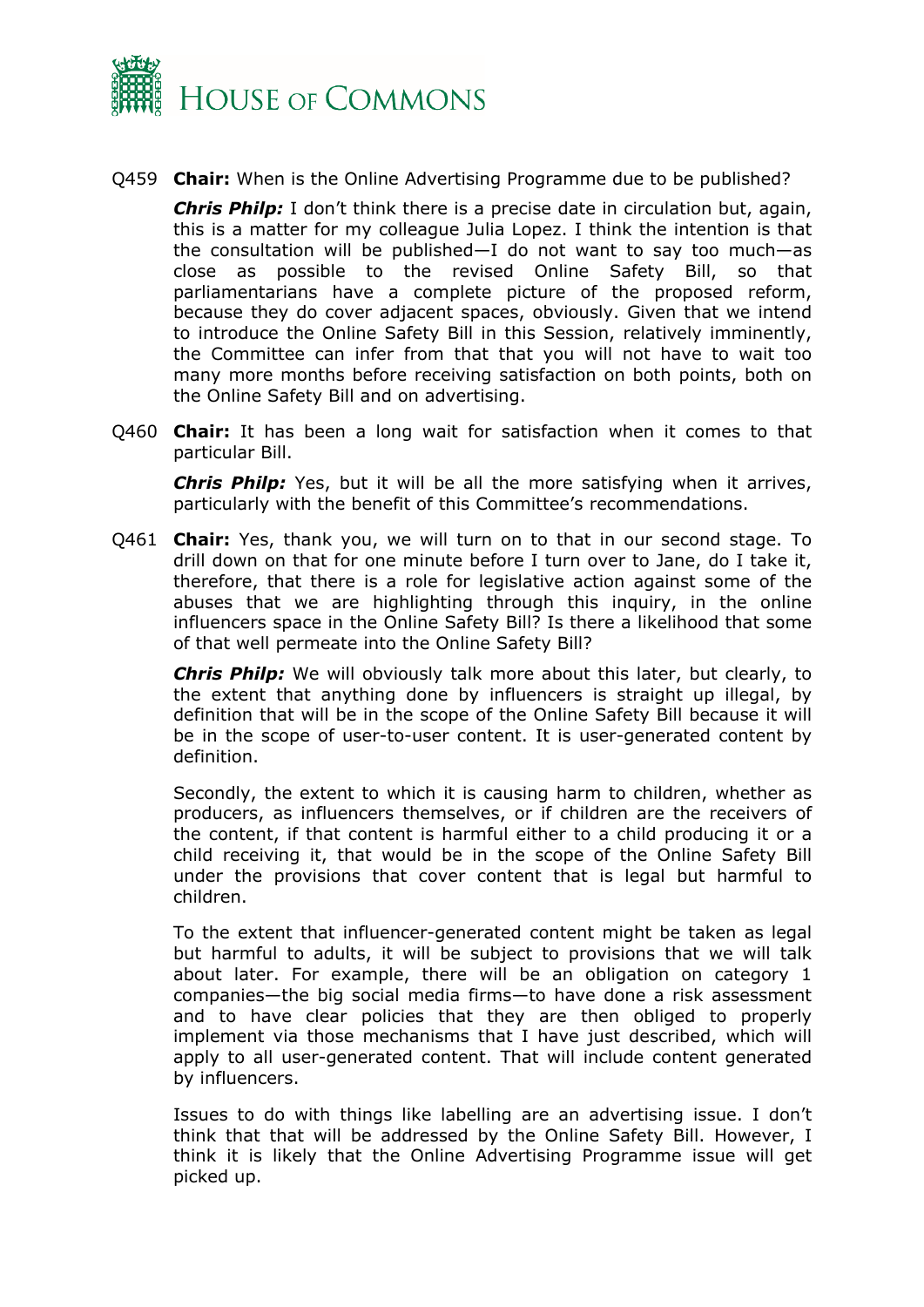Q459 **Chair:** When is the Online Advertising Programme due to be published?

***Chris Philp:*** I don't think there is a precise date in circulation but, again, this is a matter for my colleague Julia Lopez. I think the intention is that the consultation will be published—I do not want to say too much—as close as possible to the revised Online Safety Bill, so that parliamentarians have a complete picture of the proposed reform, because they do cover adjacent spaces, obviously. Given that we intend to introduce the Online Safety Bill in this Session, relatively imminently, the Committee can infer from that that you will not have to wait too many more months before receiving satisfaction on both points, both on the Online Safety Bill and on advertising.

Q460 **Chair:** It has been a long wait for satisfaction when it comes to that particular Bill.

***Chris Philp:*** Yes, but it will be all the more satisfying when it arrives, particularly with the benefit of this Committee's recommendations.

Q461 **Chair:** Yes, thank you, we will turn on to that in our second stage. To drill down on that for one minute before I turn over to Jane, do I take it, therefore, that there is a role for legislative action against some of the abuses that we are highlighting through this inquiry, in the online influencers space in the Online Safety Bill? Is there a likelihood that some of that well permeate into the Online Safety Bill?

***Chris Philp:*** We will obviously talk more about this later, but clearly, to the extent that anything done by influencers is straight up illegal, by definition that will be in the scope of the Online Safety Bill because it will be in the scope of user-to-user content. It is user-generated content by definition.

Secondly, the extent to which it is causing harm to children, whether as producers, as influencers themselves, or if children are the receivers of the content, if that content is harmful either to a child producing it or a child receiving it, that would be in the scope of the Online Safety Bill under the provisions that cover content that is legal but harmful to children.

To the extent that influencer-generated content might be taken as legal but harmful to adults, it will be subject to provisions that we will talk about later. For example, there will be an obligation on category 1 companies—the big social media firms—to have done a risk assessment and to have clear policies that they are then obliged to properly implement via those mechanisms that I have just described, which will apply to all user-generated content. That will include content generated by influencers.

Issues to do with things like labelling are an advertising issue. I don't think that that will be addressed by the Online Safety Bill. However, I think it is likely that the Online Advertising Programme issue will get picked up.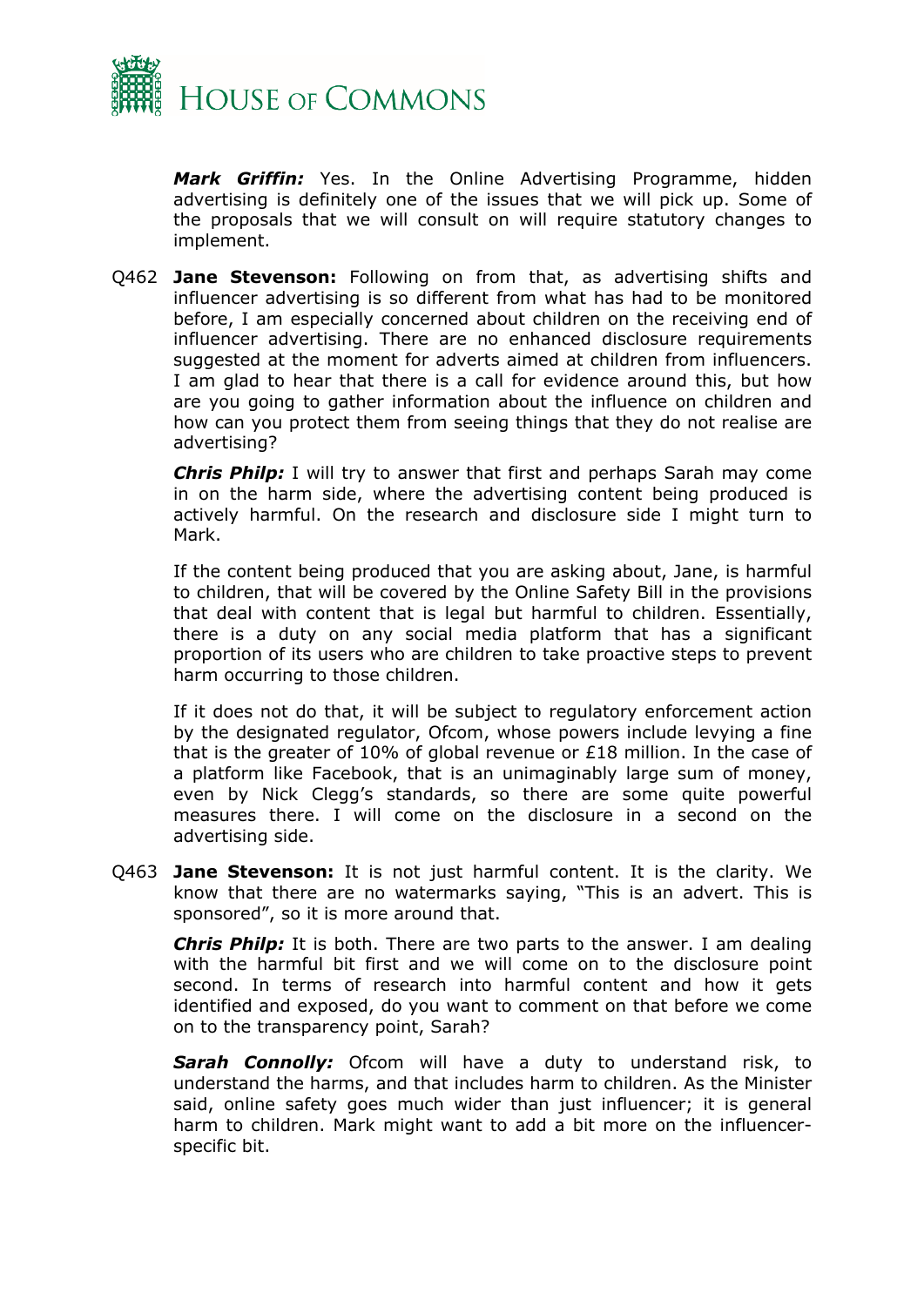***Mark Griffin:*** Yes. In the Online Advertising Programme, hidden advertising is definitely one of the issues that we will pick up. Some of the proposals that we will consult on will require statutory changes to implement.

Q462 **Jane Stevenson:** Following on from that, as advertising shifts and influencer advertising is so different from what has had to be monitored before, I am especially concerned about children on the receiving end of influencer advertising. There are no enhanced disclosure requirements suggested at the moment for adverts aimed at children from influencers. I am glad to hear that there is a call for evidence around this, but how are you going to gather information about the influence on children and how can you protect them from seeing things that they do not realise are advertising?

***Chris Philp:*** I will try to answer that first and perhaps Sarah may come in on the harm side, where the advertising content being produced is actively harmful. On the research and disclosure side I might turn to Mark.

If the content being produced that you are asking about, Jane, is harmful to children, that will be covered by the Online Safety Bill in the provisions that deal with content that is legal but harmful to children. Essentially, there is a duty on any social media platform that has a significant proportion of its users who are children to take proactive steps to prevent harm occurring to those children.

If it does not do that, it will be subject to regulatory enforcement action by the designated regulator, Ofcom, whose powers include levying a fine that is the greater of 10% of global revenue or £18 million. In the case of a platform like Facebook, that is an unimaginably large sum of money, even by Nick Clegg's standards, so there are some quite powerful measures there. I will come on the disclosure in a second on the advertising side.

Q463 **Jane Stevenson:** It is not just harmful content. It is the clarity. We know that there are no watermarks saying, "This is an advert. This is sponsored", so it is more around that.

***Chris Philp:*** It is both. There are two parts to the answer. I am dealing with the harmful bit first and we will come on to the disclosure point second. In terms of research into harmful content and how it gets identified and exposed, do you want to comment on that before we come on to the transparency point, Sarah?

***Sarah Connolly:*** Ofcom will have a duty to understand risk, to understand the harms, and that includes harm to children. As the Minister said, online safety goes much wider than just influencer; it is general harm to children. Mark might want to add a bit more on the influencer-specific bit.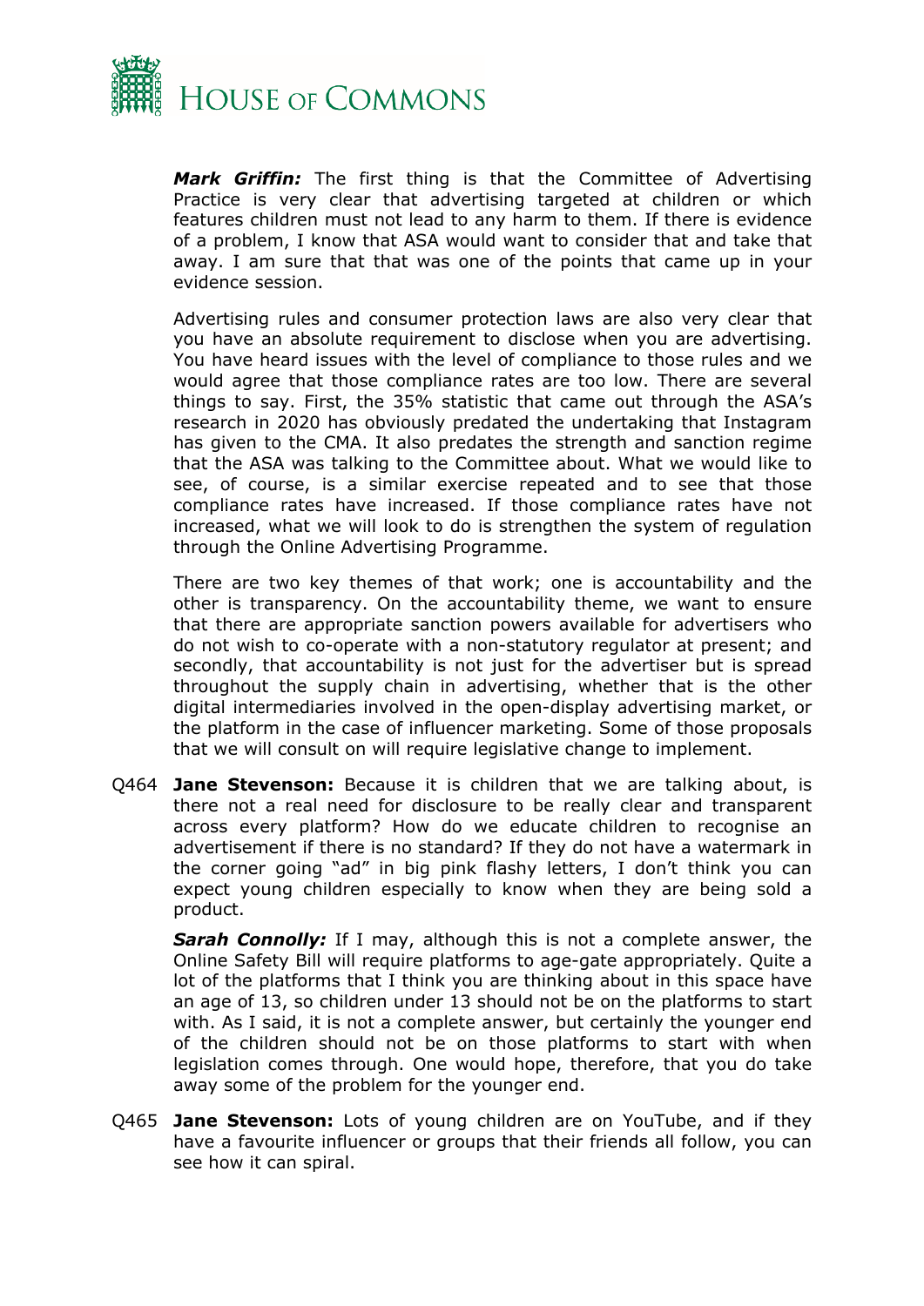***Mark Griffin:*** The first thing is that the Committee of Advertising Practice is very clear that advertising targeted at children or which features children must not lead to any harm to them. If there is evidence of a problem, I know that ASA would want to consider that and take that away. I am sure that that was one of the points that came up in your evidence session.

Advertising rules and consumer protection laws are also very clear that you have an absolute requirement to disclose when you are advertising. You have heard issues with the level of compliance to those rules and we would agree that those compliance rates are too low. There are several things to say. First, the 35% statistic that came out through the ASA's research in 2020 has obviously predated the undertaking that Instagram has given to the CMA. It also predates the strength and sanction regime that the ASA was talking to the Committee about. What we would like to see, of course, is a similar exercise repeated and to see that those compliance rates have increased. If those compliance rates have not increased, what we will look to do is strengthen the system of regulation through the Online Advertising Programme.

There are two key themes of that work; one is accountability and the other is transparency. On the accountability theme, we want to ensure that there are appropriate sanction powers available for advertisers who do not wish to co-operate with a non-statutory regulator at present; and secondly, that accountability is not just for the advertiser but is spread throughout the supply chain in advertising, whether that is the other digital intermediaries involved in the open-display advertising market, or the platform in the case of influencer marketing. Some of those proposals that we will consult on will require legislative change to implement.

Q464 **Jane Stevenson:** Because it is children that we are talking about, is there not a real need for disclosure to be really clear and transparent across every platform? How do we educate children to recognise an advertisement if there is no standard? If they do not have a watermark in the corner going "ad" in big pink flashy letters, I don't think you can expect young children especially to know when they are being sold a product.

***Sarah Connolly:*** If I may, although this is not a complete answer, the Online Safety Bill will require platforms to age-gate appropriately. Quite a lot of the platforms that I think you are thinking about in this space have an age of 13, so children under 13 should not be on the platforms to start with. As I said, it is not a complete answer, but certainly the younger end of the children should not be on those platforms to start with when legislation comes through. One would hope, therefore, that you do take away some of the problem for the younger end.

Q465 **Jane Stevenson:** Lots of young children are on YouTube, and if they have a favourite influencer or groups that their friends all follow, you can see how it can spiral.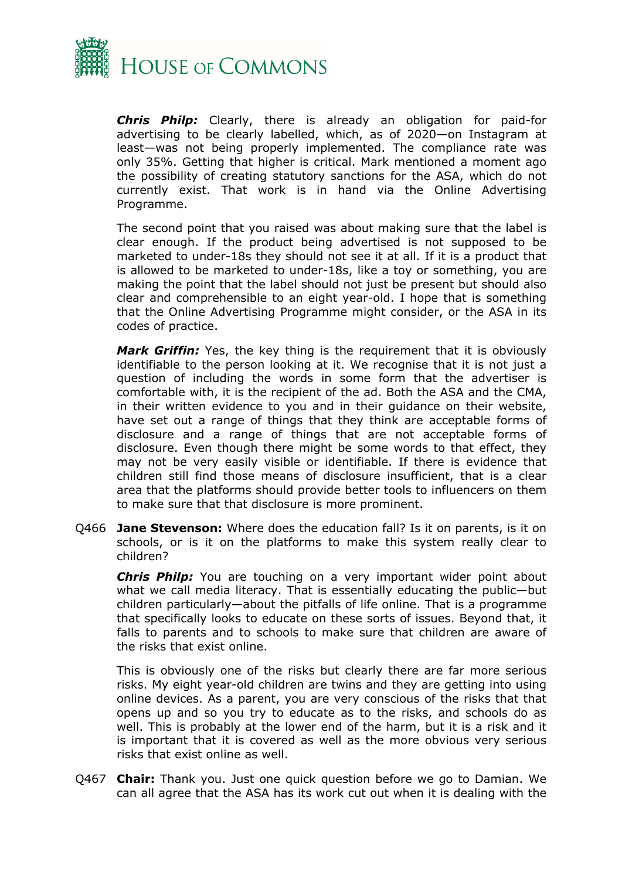***Chris Philp:*** Clearly, there is already an obligation for paid-for advertising to be clearly labelled, which, as of 2020—on Instagram at least—was not being properly implemented. The compliance rate was only 35%. Getting that higher is critical. Mark mentioned a moment ago the possibility of creating statutory sanctions for the ASA, which do not currently exist. That work is in hand via the Online Advertising Programme.

The second point that you raised was about making sure that the label is clear enough. If the product being advertised is not supposed to be marketed to under-18s they should not see it at all. If it is a product that is allowed to be marketed to under-18s, like a toy or something, you are making the point that the label should not just be present but should also clear and comprehensible to an eight year-old. I hope that is something that the Online Advertising Programme might consider, or the ASA in its codes of practice.

***Mark Griffin:*** Yes, the key thing is the requirement that it is obviously identifiable to the person looking at it. We recognise that it is not just a question of including the words in some form that the advertiser is comfortable with, it is the recipient of the ad. Both the ASA and the CMA, in their written evidence to you and in their guidance on their website, have set out a range of things that they think are acceptable forms of disclosure and a range of things that are not acceptable forms of disclosure. Even though there might be some words to that effect, they may not be very easily visible or identifiable. If there is evidence that children still find those means of disclosure insufficient, that is a clear area that the platforms should provide better tools to influencers on them to make sure that that disclosure is more prominent.

Q466 **Jane Stevenson:** Where does the education fall? Is it on parents, is it on schools, or is it on the platforms to make this system really clear to children?

***Chris Philp:*** You are touching on a very important wider point about what we call media literacy. That is essentially educating the public—but children particularly—about the pitfalls of life online. That is a programme that specifically looks to educate on these sorts of issues. Beyond that, it falls to parents and to schools to make sure that children are aware of the risks that exist online.

This is obviously one of the risks but clearly there are far more serious risks. My eight year-old children are twins and they are getting into using online devices. As a parent, you are very conscious of the risks that that opens up and so you try to educate as to the risks, and schools do as well. This is probably at the lower end of the harm, but it is a risk and it is important that it is covered as well as the more obvious very serious risks that exist online as well.

Q467 **Chair:** Thank you. Just one quick question before we go to Damian. We can all agree that the ASA has its work cut out when it is dealing with the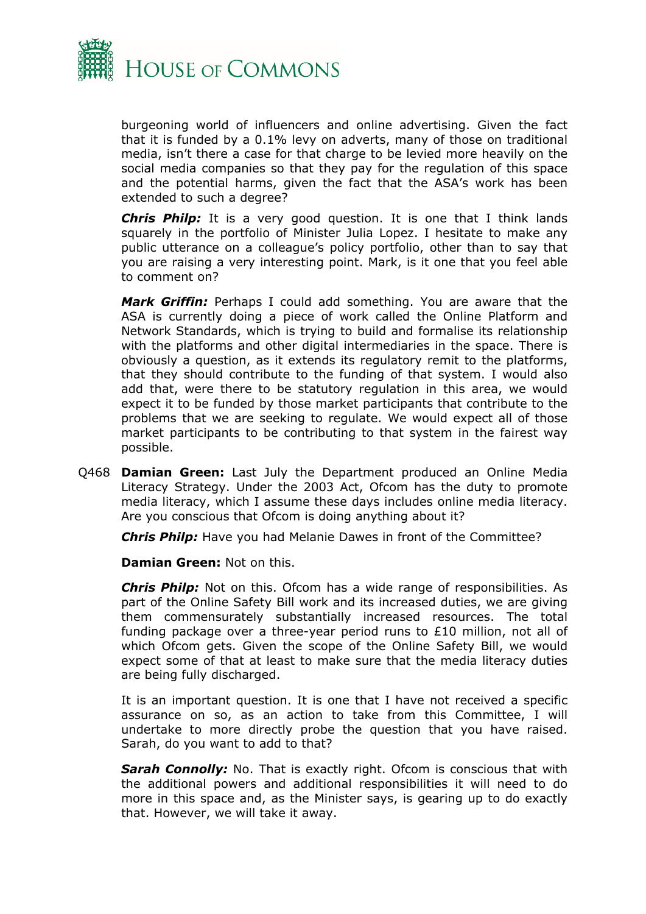burgeoning world of influencers and online advertising. Given the fact that it is funded by a 0.1% levy on adverts, many of those on traditional media, isn't there a case for that charge to be levied more heavily on the social media companies so that they pay for the regulation of this space and the potential harms, given the fact that the ASA's work has been extended to such a degree?

***Chris Philp:*** It is a very good question. It is one that I think lands squarely in the portfolio of Minister Julia Lopez. I hesitate to make any public utterance on a colleague's policy portfolio, other than to say that you are raising a very interesting point. Mark, is it one that you feel able to comment on?

***Mark Griffin:*** Perhaps I could add something. You are aware that the ASA is currently doing a piece of work called the Online Platform and Network Standards, which is trying to build and formalise its relationship with the platforms and other digital intermediaries in the space. There is obviously a question, as it extends its regulatory remit to the platforms, that they should contribute to the funding of that system. I would also add that, were there to be statutory regulation in this area, we would expect it to be funded by those market participants that contribute to the problems that we are seeking to regulate. We would expect all of those market participants to be contributing to that system in the fairest way possible.

Q468 **Damian Green:** Last July the Department produced an Online Media Literacy Strategy. Under the 2003 Act, Ofcom has the duty to promote media literacy, which I assume these days includes online media literacy. Are you conscious that Ofcom is doing anything about it?

***Chris Philp:*** Have you had Melanie Dawes in front of the Committee?

**Damian Green:** Not on this.

***Chris Philp:*** Not on this. Ofcom has a wide range of responsibilities. As part of the Online Safety Bill work and its increased duties, we are giving them commensurately substantially increased resources. The total funding package over a three-year period runs to £10 million, not all of which Ofcom gets. Given the scope of the Online Safety Bill, we would expect some of that at least to make sure that the media literacy duties are being fully discharged.

It is an important question. It is one that I have not received a specific assurance on so, as an action to take from this Committee, I will undertake to more directly probe the question that you have raised. Sarah, do you want to add to that?

***Sarah Connolly:*** No. That is exactly right. Ofcom is conscious that with the additional powers and additional responsibilities it will need to do more in this space and, as the Minister says, is gearing up to do exactly that. However, we will take it away.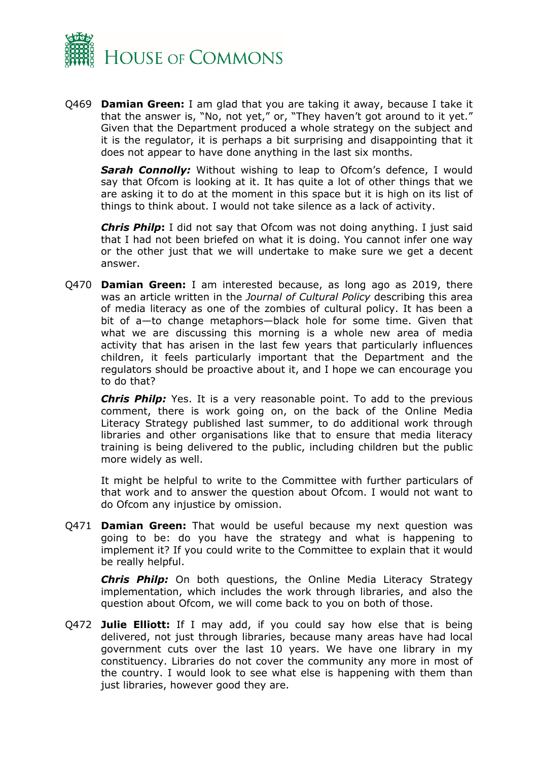Q469 **Damian Green:** I am glad that you are taking it away, because I take it that the answer is, "No, not yet," or, "They haven't got around to it yet." Given that the Department produced a whole strategy on the subject and it is the regulator, it is perhaps a bit surprising and disappointing that it does not appear to have done anything in the last six months.

***Sarah Connolly:*** Without wishing to leap to Ofcom's defence, I would say that Ofcom is looking at it. It has quite a lot of other things that we are asking it to do at the moment in this space but it is high on its list of things to think about. I would not take silence as a lack of activity.

***Chris Philp*:** I did not say that Ofcom was not doing anything. I just said that I had not been briefed on what it is doing. You cannot infer one way or the other just that we will undertake to make sure we get a decent answer.

Q470 **Damian Green:** I am interested because, as long ago as 2019, there was an article written in the *Journal of Cultural Policy* describing this area of media literacy as one of the zombies of cultural policy. It has been a bit of a—to change metaphors—black hole for some time. Given that what we are discussing this morning is a whole new area of media activity that has arisen in the last few years that particularly influences children, it feels particularly important that the Department and the regulators should be proactive about it, and I hope we can encourage you to do that?

***Chris Philp:*** Yes. It is a very reasonable point. To add to the previous comment, there is work going on, on the back of the Online Media Literacy Strategy published last summer, to do additional work through libraries and other organisations like that to ensure that media literacy training is being delivered to the public, including children but the public more widely as well.

It might be helpful to write to the Committee with further particulars of that work and to answer the question about Ofcom. I would not want to do Ofcom any injustice by omission.

Q471 **Damian Green:** That would be useful because my next question was going to be: do you have the strategy and what is happening to implement it? If you could write to the Committee to explain that it would be really helpful.

***Chris Philp:*** On both questions, the Online Media Literacy Strategy implementation, which includes the work through libraries, and also the question about Ofcom, we will come back to you on both of those.

Q472 **Julie Elliott:** If I may add, if you could say how else that is being delivered, not just through libraries, because many areas have had local government cuts over the last 10 years. We have one library in my constituency. Libraries do not cover the community any more in most of the country. I would look to see what else is happening with them than just libraries, however good they are.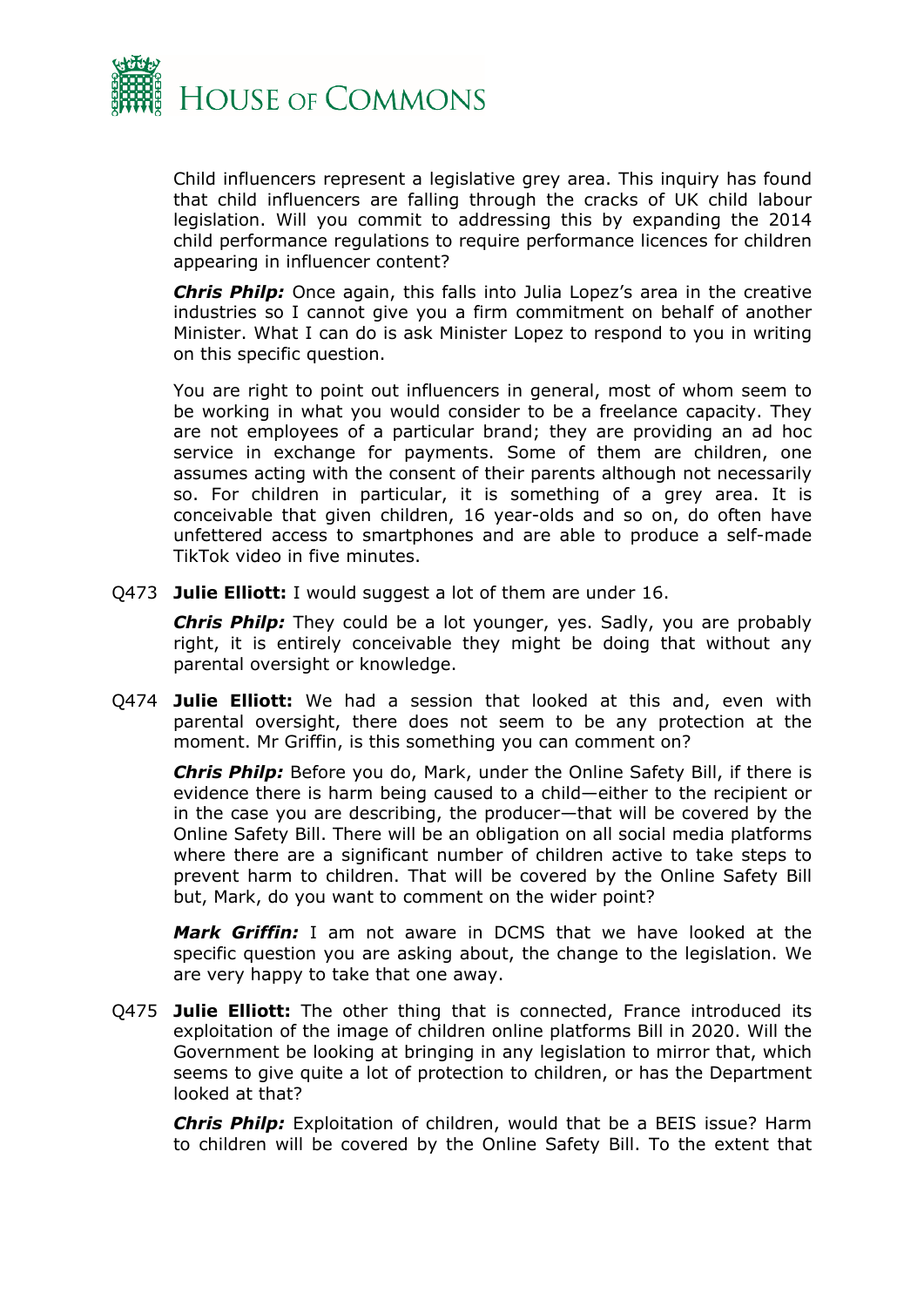Child influencers represent a legislative grey area. This inquiry has found that child influencers are falling through the cracks of UK child labour legislation. Will you commit to addressing this by expanding the 2014 child performance regulations to require performance licences for children appearing in influencer content?

***Chris Philp:*** Once again, this falls into Julia Lopez's area in the creative industries so I cannot give you a firm commitment on behalf of another Minister. What I can do is ask Minister Lopez to respond to you in writing on this specific question.

You are right to point out influencers in general, most of whom seem to be working in what you would consider to be a freelance capacity. They are not employees of a particular brand; they are providing an ad hoc service in exchange for payments. Some of them are children, one assumes acting with the consent of their parents although not necessarily so. For children in particular, it is something of a grey area. It is conceivable that given children, 16 year-olds and so on, do often have unfettered access to smartphones and are able to produce a self-made TikTok video in five minutes.

Q473 **Julie Elliott:** I would suggest a lot of them are under 16.

***Chris Philp:*** They could be a lot younger, yes. Sadly, you are probably right, it is entirely conceivable they might be doing that without any parental oversight or knowledge.

Q474 **Julie Elliott:** We had a session that looked at this and, even with parental oversight, there does not seem to be any protection at the moment. Mr Griffin, is this something you can comment on?

***Chris Philp:*** Before you do, Mark, under the Online Safety Bill, if there is evidence there is harm being caused to a child—either to the recipient or in the case you are describing, the producer—that will be covered by the Online Safety Bill. There will be an obligation on all social media platforms where there are a significant number of children active to take steps to prevent harm to children. That will be covered by the Online Safety Bill but, Mark, do you want to comment on the wider point?

***Mark Griffin:*** I am not aware in DCMS that we have looked at the specific question you are asking about, the change to the legislation. We are very happy to take that one away.

Q475 **Julie Elliott:** The other thing that is connected, France introduced its exploitation of the image of children online platforms Bill in 2020. Will the Government be looking at bringing in any legislation to mirror that, which seems to give quite a lot of protection to children, or has the Department looked at that?

***Chris Philp:*** Exploitation of children, would that be a BEIS issue? Harm to children will be covered by the Online Safety Bill. To the extent that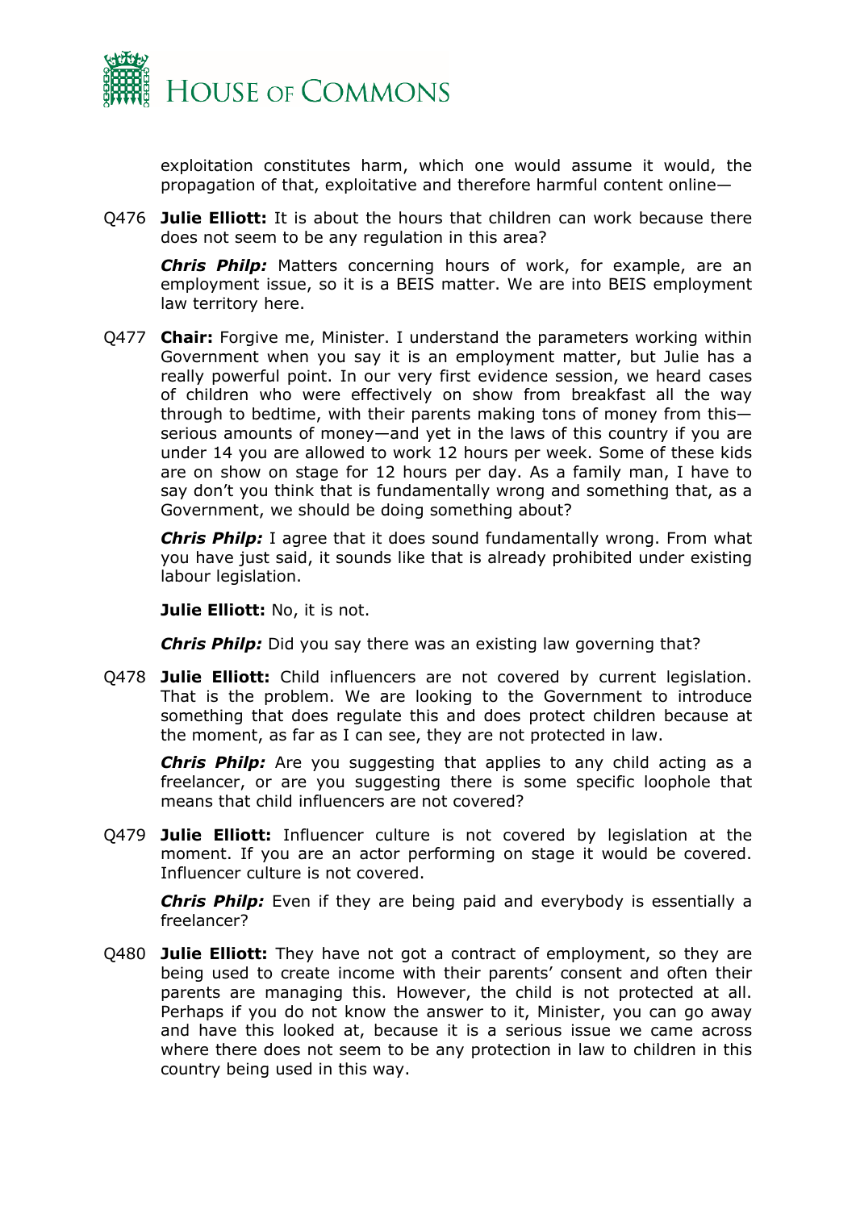exploitation constitutes harm, which one would assume it would, the propagation of that, exploitative and therefore harmful content online—

Q476 **Julie Elliott:** It is about the hours that children can work because there does not seem to be any regulation in this area?

***Chris Philp:*** Matters concerning hours of work, for example, are an employment issue, so it is a BEIS matter. We are into BEIS employment law territory here.

Q477 **Chair:** Forgive me, Minister. I understand the parameters working within Government when you say it is an employment matter, but Julie has a really powerful point. In our very first evidence session, we heard cases of children who were effectively on show from breakfast all the way through to bedtime, with their parents making tons of money from this—serious amounts of money—and yet in the laws of this country if you are under 14 you are allowed to work 12 hours per week. Some of these kids are on show on stage for 12 hours per day. As a family man, I have to say don't you think that is fundamentally wrong and something that, as a Government, we should be doing something about?

***Chris Philp:*** I agree that it does sound fundamentally wrong. From what you have just said, it sounds like that is already prohibited under existing labour legislation.

**Julie Elliott:** No, it is not.

***Chris Philp:*** Did you say there was an existing law governing that?

Q478 **Julie Elliott:** Child influencers are not covered by current legislation. That is the problem. We are looking to the Government to introduce something that does regulate this and does protect children because at the moment, as far as I can see, they are not protected in law.

***Chris Philp:*** Are you suggesting that applies to any child acting as a freelancer, or are you suggesting there is some specific loophole that means that child influencers are not covered?

Q479 **Julie Elliott:** Influencer culture is not covered by legislation at the moment. If you are an actor performing on stage it would be covered. Influencer culture is not covered.

***Chris Philp:*** Even if they are being paid and everybody is essentially a freelancer?

Q480 **Julie Elliott:** They have not got a contract of employment, so they are being used to create income with their parents' consent and often their parents are managing this. However, the child is not protected at all. Perhaps if you do not know the answer to it, Minister, you can go away and have this looked at, because it is a serious issue we came across where there does not seem to be any protection in law to children in this country being used in this way.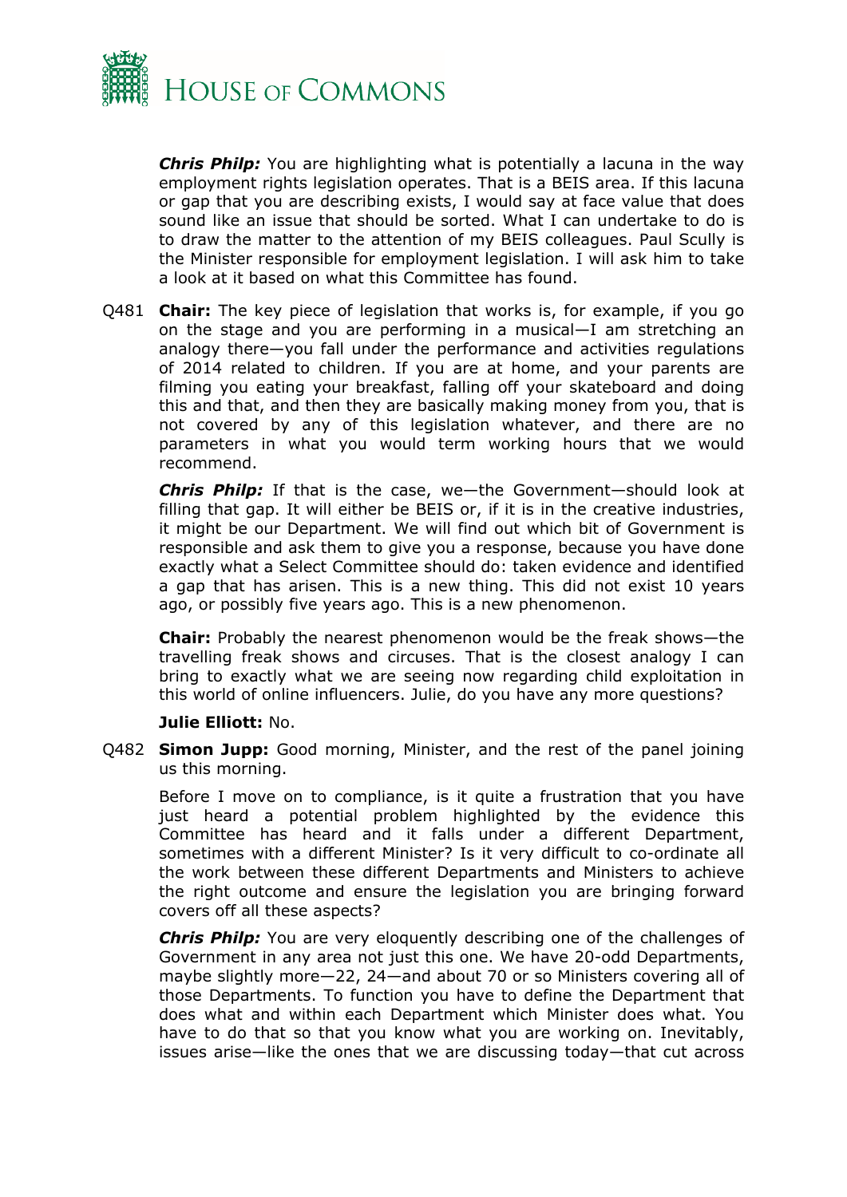***Chris Philp:*** You are highlighting what is potentially a lacuna in the way employment rights legislation operates. That is a BEIS area. If this lacuna or gap that you are describing exists, I would say at face value that does sound like an issue that should be sorted. What I can undertake to do is to draw the matter to the attention of my BEIS colleagues. Paul Scully is the Minister responsible for employment legislation. I will ask him to take a look at it based on what this Committee has found.

Q481 **Chair:** The key piece of legislation that works is, for example, if you go on the stage and you are performing in a musical—I am stretching an analogy there—you fall under the performance and activities regulations of 2014 related to children. If you are at home, and your parents are filming you eating your breakfast, falling off your skateboard and doing this and that, and then they are basically making money from you, that is not covered by any of this legislation whatever, and there are no parameters in what you would term working hours that we would recommend.

***Chris Philp:*** If that is the case, we—the Government—should look at filling that gap. It will either be BEIS or, if it is in the creative industries, it might be our Department. We will find out which bit of Government is responsible and ask them to give you a response, because you have done exactly what a Select Committee should do: taken evidence and identified a gap that has arisen. This is a new thing. This did not exist 10 years ago, or possibly five years ago. This is a new phenomenon.

**Chair:** Probably the nearest phenomenon would be the freak shows—the travelling freak shows and circuses. That is the closest analogy I can bring to exactly what we are seeing now regarding child exploitation in this world of online influencers. Julie, do you have any more questions?

**Julie Elliott:** No.

Q482 **Simon Jupp:** Good morning, Minister, and the rest of the panel joining us this morning.

Before I move on to compliance, is it quite a frustration that you have just heard a potential problem highlighted by the evidence this Committee has heard and it falls under a different Department, sometimes with a different Minister? Is it very difficult to co-ordinate all the work between these different Departments and Ministers to achieve the right outcome and ensure the legislation you are bringing forward covers off all these aspects?

***Chris Philp:*** You are very eloquently describing one of the challenges of Government in any area not just this one. We have 20-odd Departments, maybe slightly more—22, 24—and about 70 or so Ministers covering all of those Departments. To function you have to define the Department that does what and within each Department which Minister does what. You have to do that so that you know what you are working on. Inevitably, issues arise—like the ones that we are discussing today—that cut across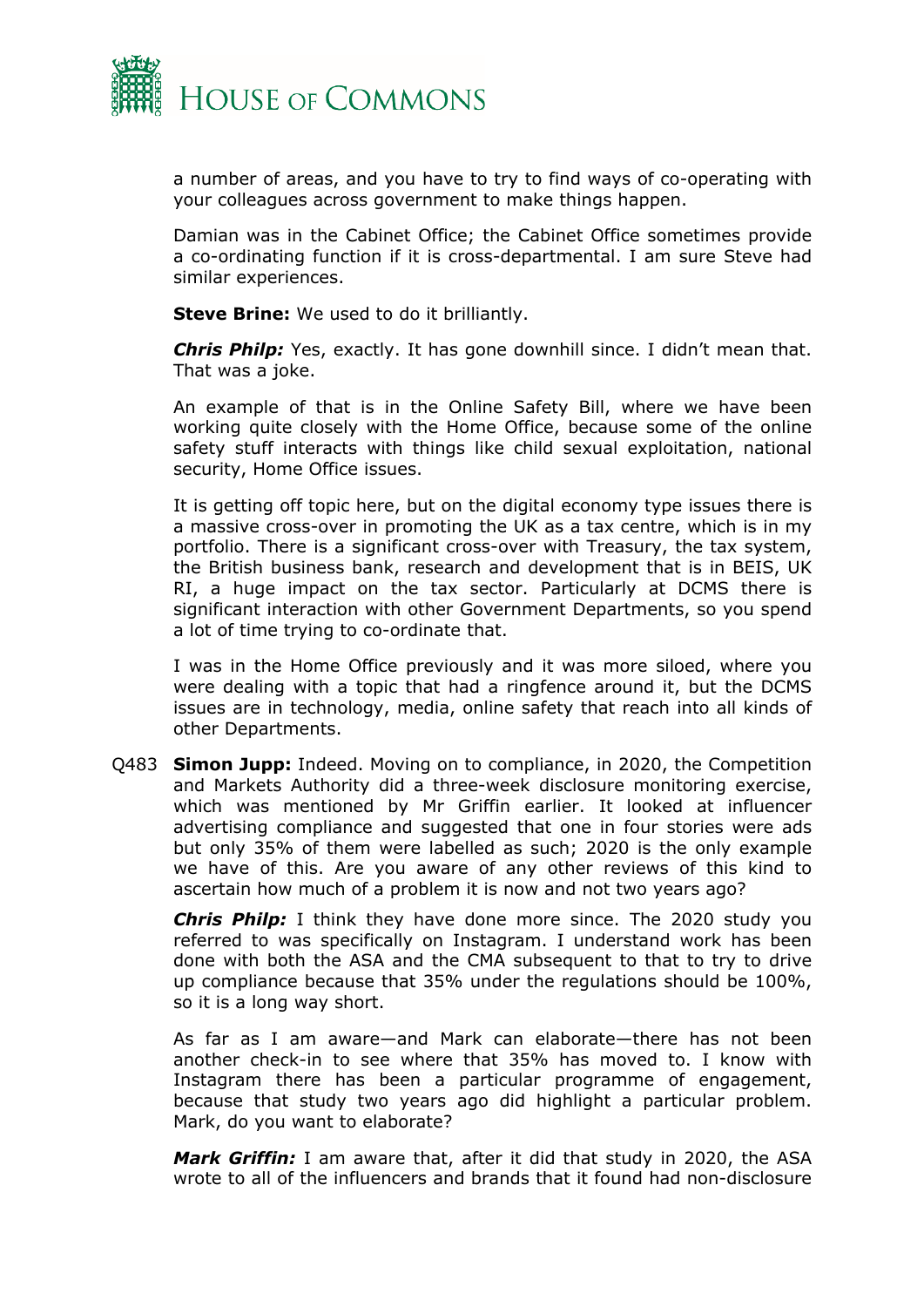a number of areas, and you have to try to find ways of co-operating with your colleagues across government to make things happen.

Damian was in the Cabinet Office; the Cabinet Office sometimes provide a co-ordinating function if it is cross-departmental. I am sure Steve had similar experiences.

**Steve Brine:** We used to do it brilliantly.

***Chris Philp:*** Yes, exactly. It has gone downhill since. I didn't mean that. That was a joke.

An example of that is in the Online Safety Bill, where we have been working quite closely with the Home Office, because some of the online safety stuff interacts with things like child sexual exploitation, national security, Home Office issues.

It is getting off topic here, but on the digital economy type issues there is a massive cross-over in promoting the UK as a tax centre, which is in my portfolio. There is a significant cross-over with Treasury, the tax system, the British business bank, research and development that is in BEIS, UK RI, a huge impact on the tax sector. Particularly at DCMS there is significant interaction with other Government Departments, so you spend a lot of time trying to co-ordinate that.

I was in the Home Office previously and it was more siloed, where you were dealing with a topic that had a ringfence around it, but the DCMS issues are in technology, media, online safety that reach into all kinds of other Departments.

Q483 **Simon Jupp:** Indeed. Moving on to compliance, in 2020, the Competition and Markets Authority did a three-week disclosure monitoring exercise, which was mentioned by Mr Griffin earlier. It looked at influencer advertising compliance and suggested that one in four stories were ads but only 35% of them were labelled as such; 2020 is the only example we have of this. Are you aware of any other reviews of this kind to ascertain how much of a problem it is now and not two years ago?

***Chris Philp:*** I think they have done more since. The 2020 study you referred to was specifically on Instagram. I understand work has been done with both the ASA and the CMA subsequent to that to try to drive up compliance because that 35% under the regulations should be 100%, so it is a long way short.

As far as I am aware—and Mark can elaborate—there has not been another check-in to see where that 35% has moved to. I know with Instagram there has been a particular programme of engagement, because that study two years ago did highlight a particular problem. Mark, do you want to elaborate?

***Mark Griffin:*** I am aware that, after it did that study in 2020, the ASA wrote to all of the influencers and brands that it found had non-disclosure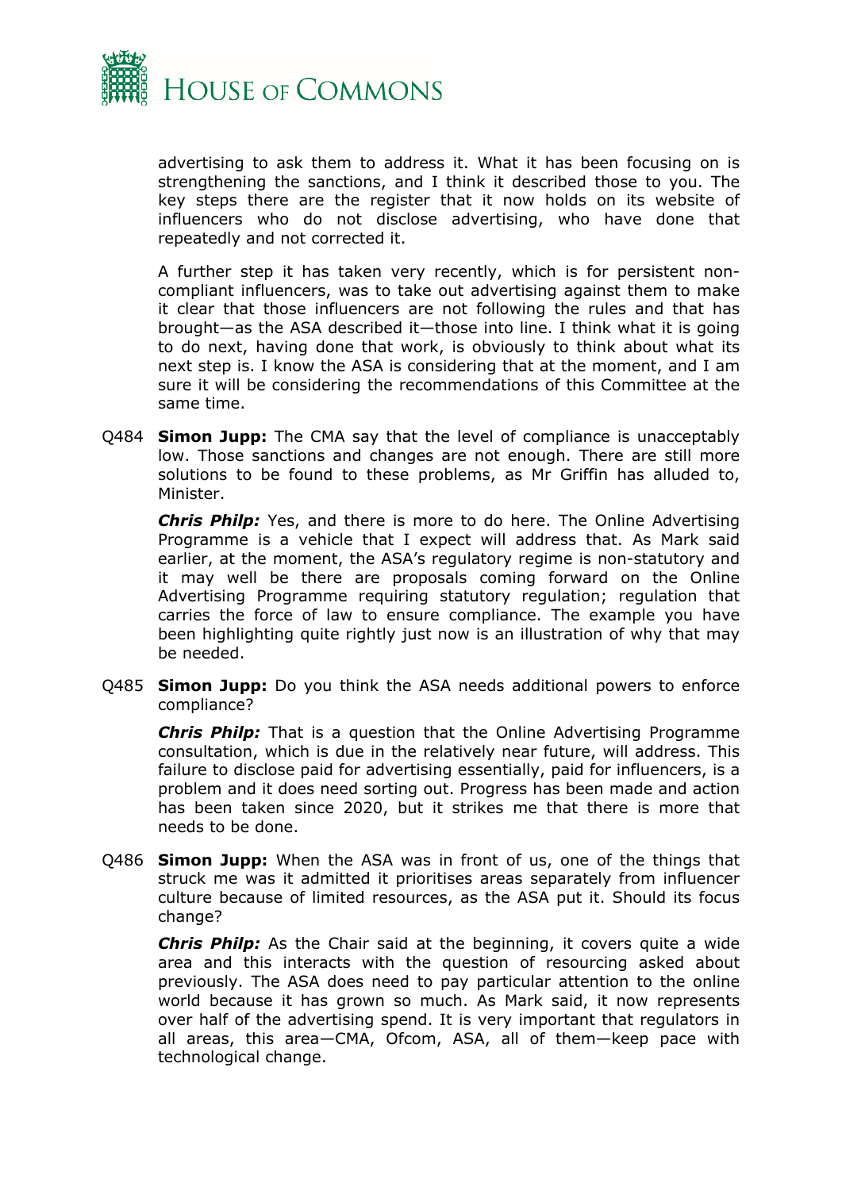advertising to ask them to address it. What it has been focusing on is strengthening the sanctions, and I think it described those to you. The key steps there are the register that it now holds on its website of influencers who do not disclose advertising, who have done that repeatedly and not corrected it.

A further step it has taken very recently, which is for persistent non-compliant influencers, was to take out advertising against them to make it clear that those influencers are not following the rules and that has brought—as the ASA described it—those into line. I think what it is going to do next, having done that work, is obviously to think about what its next step is. I know the ASA is considering that at the moment, and I am sure it will be considering the recommendations of this Committee at the same time.

Q484 **Simon Jupp:** The CMA say that the level of compliance is unacceptably low. Those sanctions and changes are not enough. There are still more solutions to be found to these problems, as Mr Griffin has alluded to, Minister.

***Chris Philp:*** Yes, and there is more to do here. The Online Advertising Programme is a vehicle that I expect will address that. As Mark said earlier, at the moment, the ASA's regulatory regime is non-statutory and it may well be there are proposals coming forward on the Online Advertising Programme requiring statutory regulation; regulation that carries the force of law to ensure compliance. The example you have been highlighting quite rightly just now is an illustration of why that may be needed.

Q485 **Simon Jupp:** Do you think the ASA needs additional powers to enforce compliance?

***Chris Philp:*** That is a question that the Online Advertising Programme consultation, which is due in the relatively near future, will address. This failure to disclose paid for advertising essentially, paid for influencers, is a problem and it does need sorting out. Progress has been made and action has been taken since 2020, but it strikes me that there is more that needs to be done.

Q486 **Simon Jupp:** When the ASA was in front of us, one of the things that struck me was it admitted it prioritises areas separately from influencer culture because of limited resources, as the ASA put it. Should its focus change?

***Chris Philp:*** As the Chair said at the beginning, it covers quite a wide area and this interacts with the question of resourcing asked about previously. The ASA does need to pay particular attention to the online world because it has grown so much. As Mark said, it now represents over half of the advertising spend. It is very important that regulators in all areas, this area—CMA, Ofcom, ASA, all of them—keep pace with technological change.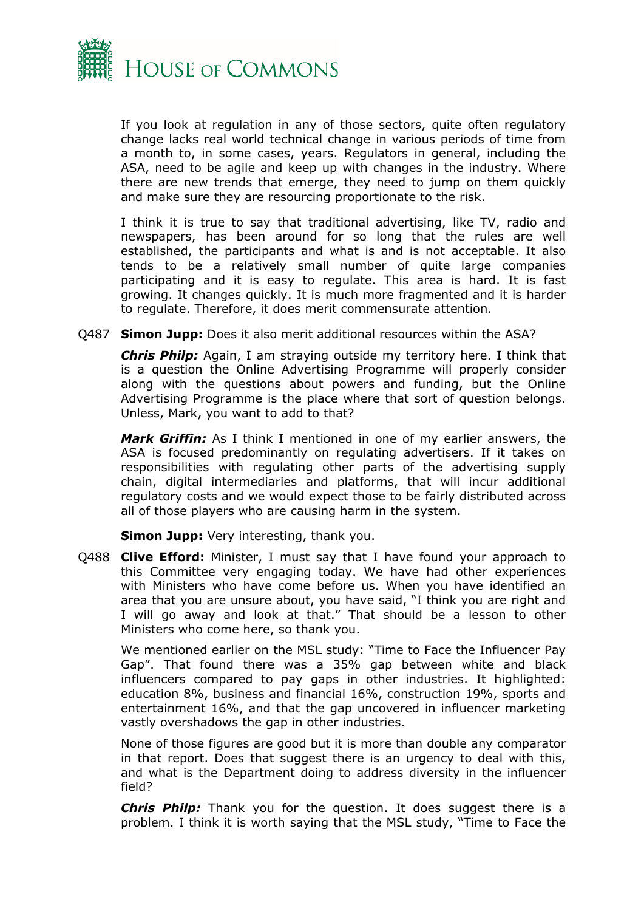If you look at regulation in any of those sectors, quite often regulatory change lacks real world technical change in various periods of time from a month to, in some cases, years. Regulators in general, including the ASA, need to be agile and keep up with changes in the industry. Where there are new trends that emerge, they need to jump on them quickly and make sure they are resourcing proportionate to the risk.

I think it is true to say that traditional advertising, like TV, radio and newspapers, has been around for so long that the rules are well established, the participants and what is and is not acceptable. It also tends to be a relatively small number of quite large companies participating and it is easy to regulate. This area is hard. It is fast growing. It changes quickly. It is much more fragmented and it is harder to regulate. Therefore, it does merit commensurate attention.

Q487 **Simon Jupp:** Does it also merit additional resources within the ASA?

***Chris Philp:*** Again, I am straying outside my territory here. I think that is a question the Online Advertising Programme will properly consider along with the questions about powers and funding, but the Online Advertising Programme is the place where that sort of question belongs. Unless, Mark, you want to add to that?

***Mark Griffin:*** As I think I mentioned in one of my earlier answers, the ASA is focused predominantly on regulating advertisers. If it takes on responsibilities with regulating other parts of the advertising supply chain, digital intermediaries and platforms, that will incur additional regulatory costs and we would expect those to be fairly distributed across all of those players who are causing harm in the system.

**Simon Jupp:** Very interesting, thank you.

Q488 **Clive Efford:** Minister, I must say that I have found your approach to this Committee very engaging today. We have had other experiences with Ministers who have come before us. When you have identified an area that you are unsure about, you have said, "I think you are right and I will go away and look at that." That should be a lesson to other Ministers who come here, so thank you.

We mentioned earlier on the MSL study: "Time to Face the Influencer Pay Gap". That found there was a 35% gap between white and black influencers compared to pay gaps in other industries. It highlighted: education 8%, business and financial 16%, construction 19%, sports and entertainment 16%, and that the gap uncovered in influencer marketing vastly overshadows the gap in other industries.

None of those figures are good but it is more than double any comparator in that report. Does that suggest there is an urgency to deal with this, and what is the Department doing to address diversity in the influencer field?

***Chris Philp:*** Thank you for the question. It does suggest there is a problem. I think it is worth saying that the MSL study, "Time to Face the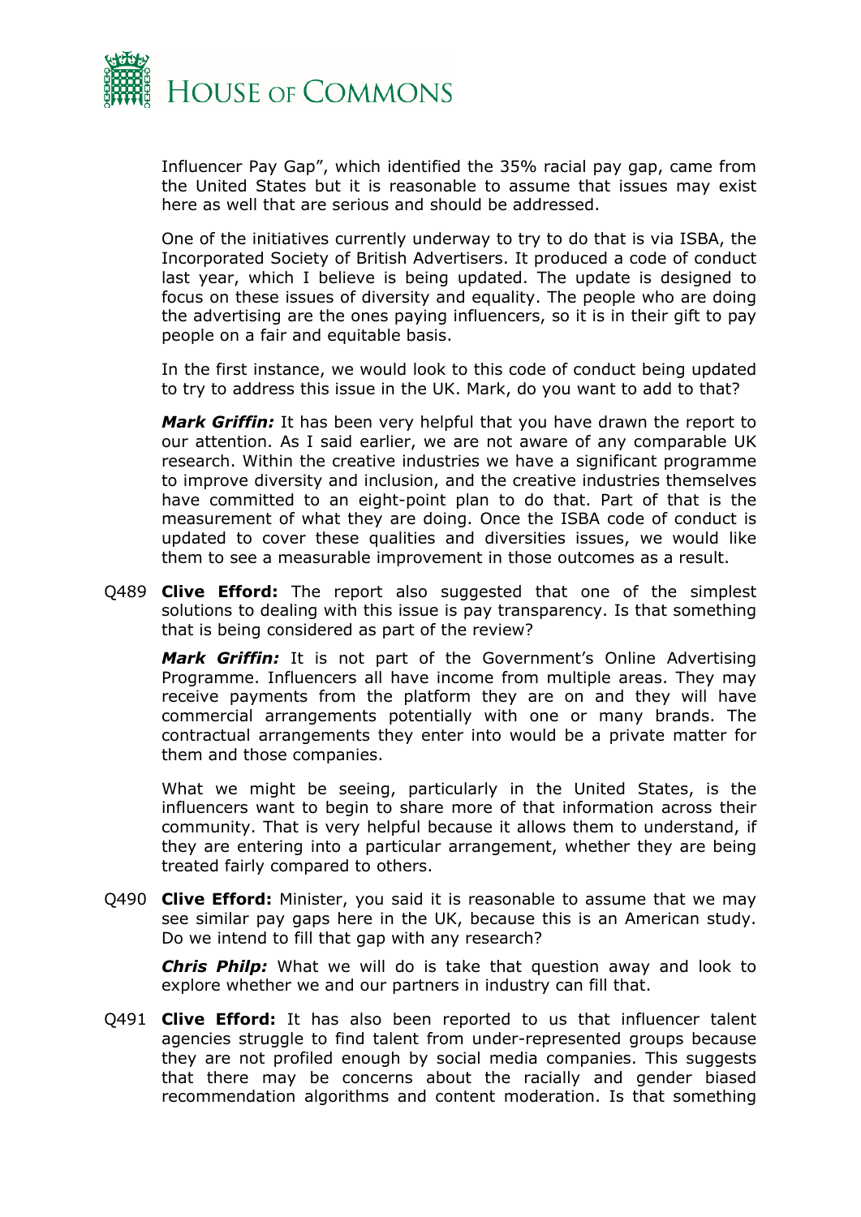Influencer Pay Gap", which identified the 35% racial pay gap, came from the United States but it is reasonable to assume that issues may exist here as well that are serious and should be addressed.

One of the initiatives currently underway to try to do that is via ISBA, the Incorporated Society of British Advertisers. It produced a code of conduct last year, which I believe is being updated. The update is designed to focus on these issues of diversity and equality. The people who are doing the advertising are the ones paying influencers, so it is in their gift to pay people on a fair and equitable basis.

In the first instance, we would look to this code of conduct being updated to try to address this issue in the UK. Mark, do you want to add to that?

***Mark Griffin:*** It has been very helpful that you have drawn the report to our attention. As I said earlier, we are not aware of any comparable UK research. Within the creative industries we have a significant programme to improve diversity and inclusion, and the creative industries themselves have committed to an eight-point plan to do that. Part of that is the measurement of what they are doing. Once the ISBA code of conduct is updated to cover these qualities and diversities issues, we would like them to see a measurable improvement in those outcomes as a result.

Q489 **Clive Efford:** The report also suggested that one of the simplest solutions to dealing with this issue is pay transparency. Is that something that is being considered as part of the review?

***Mark Griffin:*** It is not part of the Government's Online Advertising Programme. Influencers all have income from multiple areas. They may receive payments from the platform they are on and they will have commercial arrangements potentially with one or many brands. The contractual arrangements they enter into would be a private matter for them and those companies.

What we might be seeing, particularly in the United States, is the influencers want to begin to share more of that information across their community. That is very helpful because it allows them to understand, if they are entering into a particular arrangement, whether they are being treated fairly compared to others.

Q490 **Clive Efford:** Minister, you said it is reasonable to assume that we may see similar pay gaps here in the UK, because this is an American study. Do we intend to fill that gap with any research?

***Chris Philp:*** What we will do is take that question away and look to explore whether we and our partners in industry can fill that.

Q491 **Clive Efford:** It has also been reported to us that influencer talent agencies struggle to find talent from under-represented groups because they are not profiled enough by social media companies. This suggests that there may be concerns about the racially and gender biased recommendation algorithms and content moderation. Is that something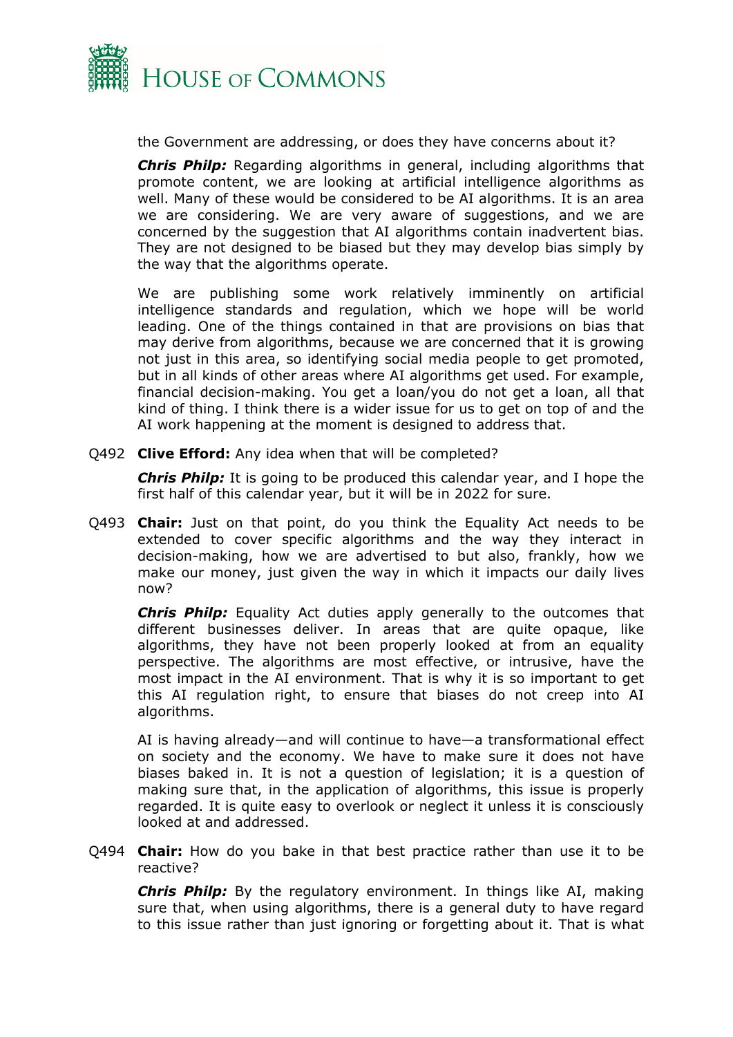the Government are addressing, or does they have concerns about it?

***Chris Philp:*** Regarding algorithms in general, including algorithms that promote content, we are looking at artificial intelligence algorithms as well. Many of these would be considered to be AI algorithms. It is an area we are considering. We are very aware of suggestions, and we are concerned by the suggestion that AI algorithms contain inadvertent bias. They are not designed to be biased but they may develop bias simply by the way that the algorithms operate.

We are publishing some work relatively imminently on artificial intelligence standards and regulation, which we hope will be world leading. One of the things contained in that are provisions on bias that may derive from algorithms, because we are concerned that it is growing not just in this area, so identifying social media people to get promoted, but in all kinds of other areas where AI algorithms get used. For example, financial decision-making. You get a loan/you do not get a loan, all that kind of thing. I think there is a wider issue for us to get on top of and the AI work happening at the moment is designed to address that.

Q492 **Clive Efford:** Any idea when that will be completed?

***Chris Philp:*** It is going to be produced this calendar year, and I hope the first half of this calendar year, but it will be in 2022 for sure.

Q493 **Chair:** Just on that point, do you think the Equality Act needs to be extended to cover specific algorithms and the way they interact in decision-making, how we are advertised to but also, frankly, how we make our money, just given the way in which it impacts our daily lives now?

***Chris Philp:*** Equality Act duties apply generally to the outcomes that different businesses deliver. In areas that are quite opaque, like algorithms, they have not been properly looked at from an equality perspective. The algorithms are most effective, or intrusive, have the most impact in the AI environment. That is why it is so important to get this AI regulation right, to ensure that biases do not creep into AI algorithms.

AI is having already—and will continue to have—a transformational effect on society and the economy. We have to make sure it does not have biases baked in. It is not a question of legislation; it is a question of making sure that, in the application of algorithms, this issue is properly regarded. It is quite easy to overlook or neglect it unless it is consciously looked at and addressed.

Q494 **Chair:** How do you bake in that best practice rather than use it to be reactive?

***Chris Philp:*** By the regulatory environment. In things like AI, making sure that, when using algorithms, there is a general duty to have regard to this issue rather than just ignoring or forgetting about it. That is what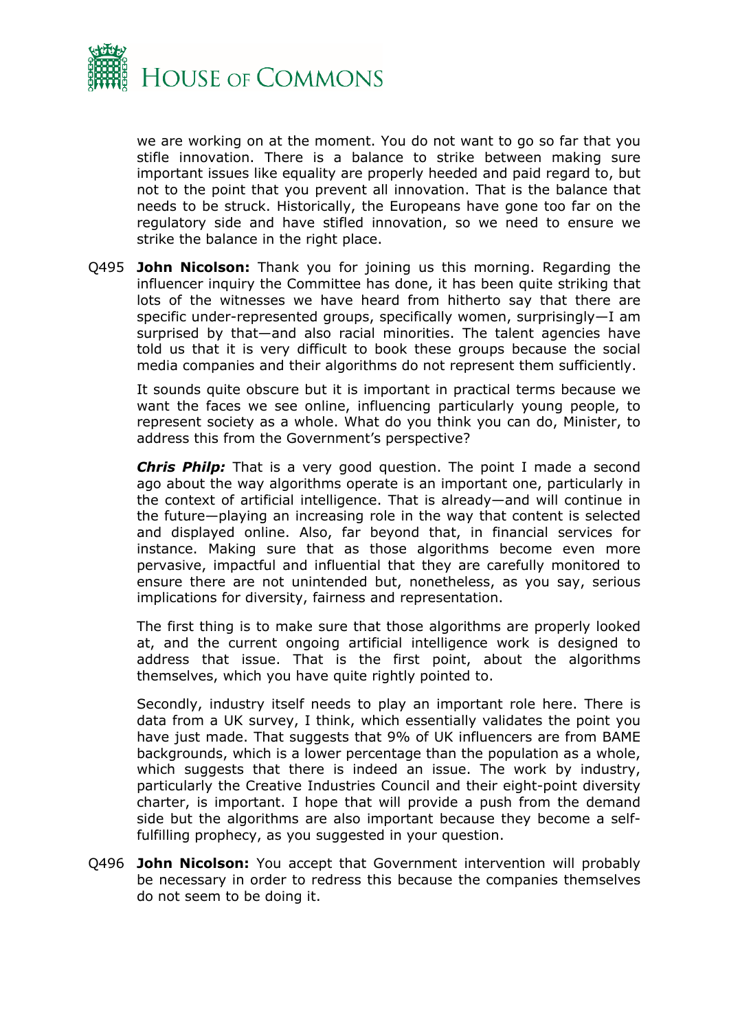we are working on at the moment. You do not want to go so far that you stifle innovation. There is a balance to strike between making sure important issues like equality are properly heeded and paid regard to, but not to the point that you prevent all innovation. That is the balance that needs to be struck. Historically, the Europeans have gone too far on the regulatory side and have stifled innovation, so we need to ensure we strike the balance in the right place.

Q495 **John Nicolson:** Thank you for joining us this morning. Regarding the influencer inquiry the Committee has done, it has been quite striking that lots of the witnesses we have heard from hitherto say that there are specific under-represented groups, specifically women, surprisingly—I am surprised by that—and also racial minorities. The talent agencies have told us that it is very difficult to book these groups because the social media companies and their algorithms do not represent them sufficiently.

It sounds quite obscure but it is important in practical terms because we want the faces we see online, influencing particularly young people, to represent society as a whole. What do you think you can do, Minister, to address this from the Government's perspective?

***Chris Philp:*** That is a very good question. The point I made a second ago about the way algorithms operate is an important one, particularly in the context of artificial intelligence. That is already—and will continue in the future—playing an increasing role in the way that content is selected and displayed online. Also, far beyond that, in financial services for instance. Making sure that as those algorithms become even more pervasive, impactful and influential that they are carefully monitored to ensure there are not unintended but, nonetheless, as you say, serious implications for diversity, fairness and representation.

The first thing is to make sure that those algorithms are properly looked at, and the current ongoing artificial intelligence work is designed to address that issue. That is the first point, about the algorithms themselves, which you have quite rightly pointed to.

Secondly, industry itself needs to play an important role here. There is data from a UK survey, I think, which essentially validates the point you have just made. That suggests that 9% of UK influencers are from BAME backgrounds, which is a lower percentage than the population as a whole, which suggests that there is indeed an issue. The work by industry, particularly the Creative Industries Council and their eight-point diversity charter, is important. I hope that will provide a push from the demand side but the algorithms are also important because they become a self-fulfilling prophecy, as you suggested in your question.

Q496 **John Nicolson:** You accept that Government intervention will probably be necessary in order to redress this because the companies themselves do not seem to be doing it.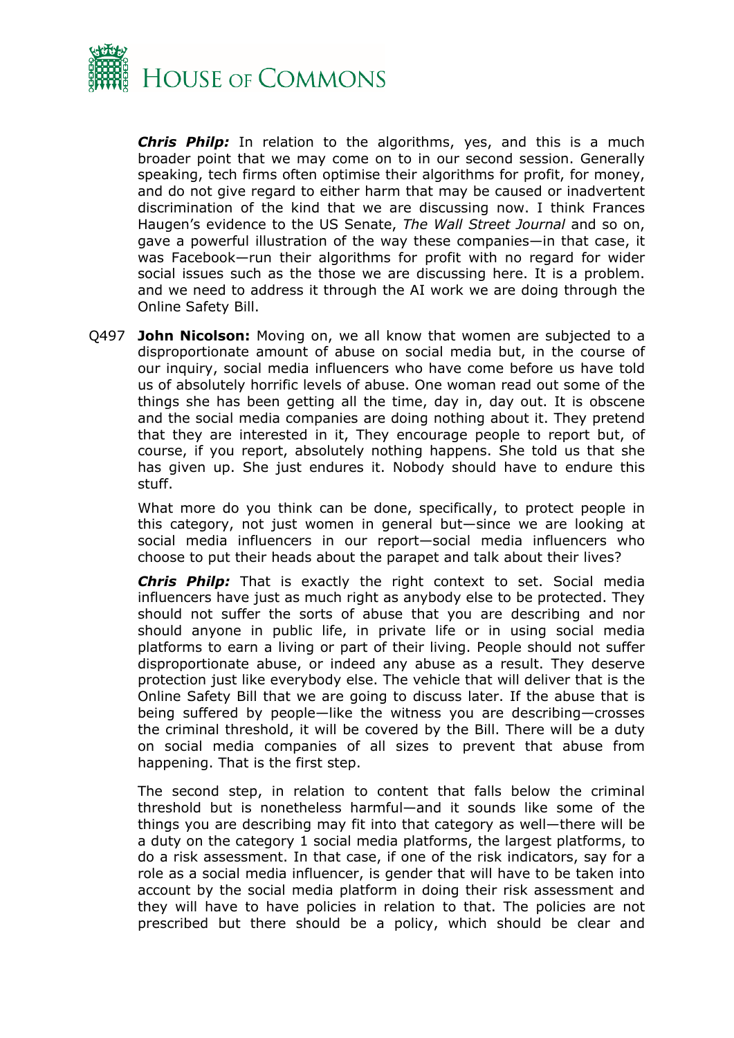***Chris Philp:*** In relation to the algorithms, yes, and this is a much broader point that we may come on to in our second session. Generally speaking, tech firms often optimise their algorithms for profit, for money, and do not give regard to either harm that may be caused or inadvertent discrimination of the kind that we are discussing now. I think Frances Haugen's evidence to the US Senate, *The Wall Street Journal* and so on, gave a powerful illustration of the way these companies—in that case, it was Facebook—run their algorithms for profit with no regard for wider social issues such as the those we are discussing here. It is a problem. and we need to address it through the AI work we are doing through the Online Safety Bill.

Q497 **John Nicolson:** Moving on, we all know that women are subjected to a disproportionate amount of abuse on social media but, in the course of our inquiry, social media influencers who have come before us have told us of absolutely horrific levels of abuse. One woman read out some of the things she has been getting all the time, day in, day out. It is obscene and the social media companies are doing nothing about it. They pretend that they are interested in it, They encourage people to report but, of course, if you report, absolutely nothing happens. She told us that she has given up. She just endures it. Nobody should have to endure this stuff.

What more do you think can be done, specifically, to protect people in this category, not just women in general but—since we are looking at social media influencers in our report—social media influencers who choose to put their heads about the parapet and talk about their lives?

***Chris Philp:*** That is exactly the right context to set. Social media influencers have just as much right as anybody else to be protected. They should not suffer the sorts of abuse that you are describing and nor should anyone in public life, in private life or in using social media platforms to earn a living or part of their living. People should not suffer disproportionate abuse, or indeed any abuse as a result. They deserve protection just like everybody else. The vehicle that will deliver that is the Online Safety Bill that we are going to discuss later. If the abuse that is being suffered by people—like the witness you are describing—crosses the criminal threshold, it will be covered by the Bill. There will be a duty on social media companies of all sizes to prevent that abuse from happening. That is the first step.

The second step, in relation to content that falls below the criminal threshold but is nonetheless harmful—and it sounds like some of the things you are describing may fit into that category as well—there will be a duty on the category 1 social media platforms, the largest platforms, to do a risk assessment. In that case, if one of the risk indicators, say for a role as a social media influencer, is gender that will have to be taken into account by the social media platform in doing their risk assessment and they will have to have policies in relation to that. The policies are not prescribed but there should be a policy, which should be clear and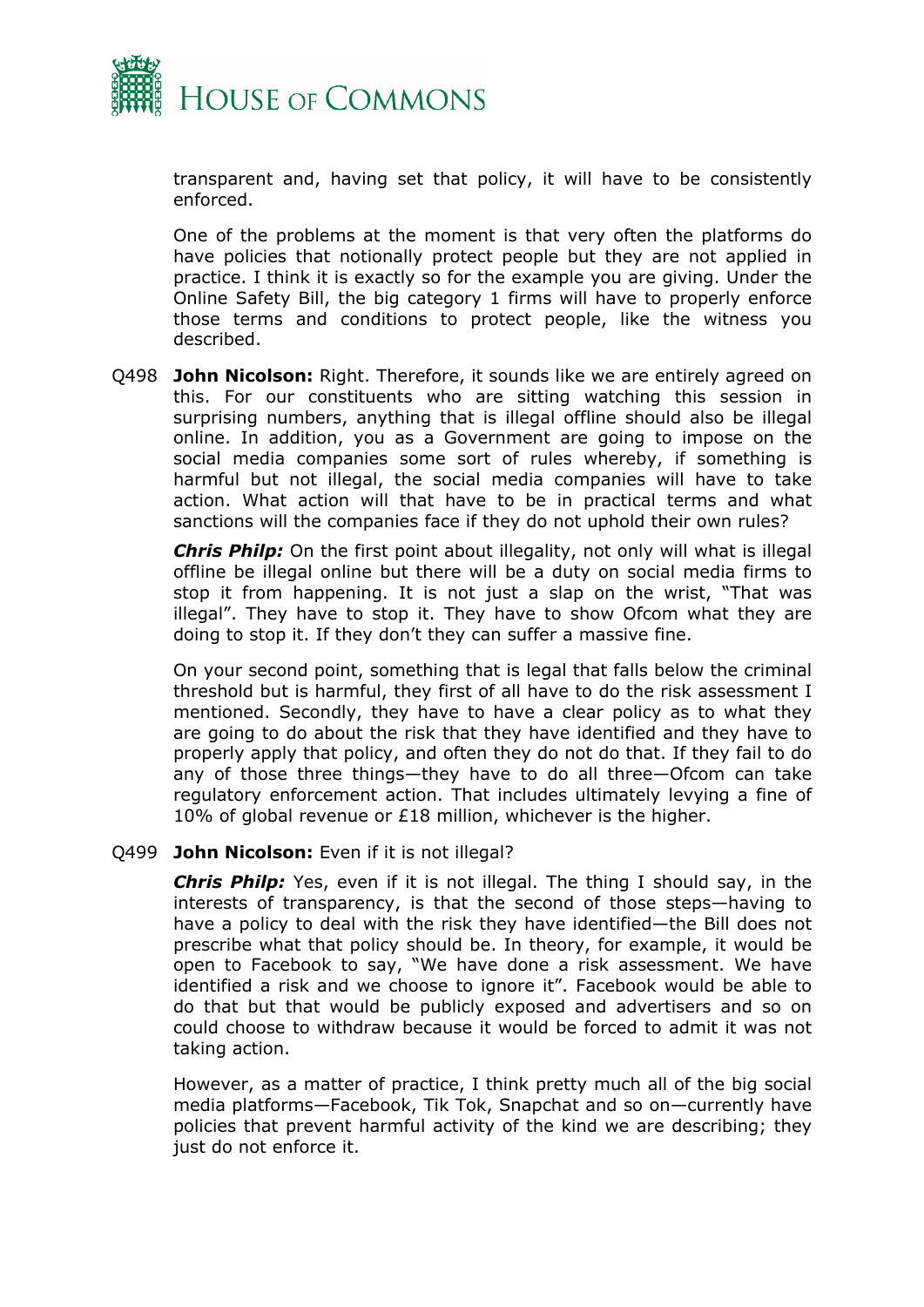transparent and, having set that policy, it will have to be consistently enforced.

One of the problems at the moment is that very often the platforms do have policies that notionally protect people but they are not applied in practice. I think it is exactly so for the example you are giving. Under the Online Safety Bill, the big category 1 firms will have to properly enforce those terms and conditions to protect people, like the witness you described.

Q498 **John Nicolson:** Right. Therefore, it sounds like we are entirely agreed on this. For our constituents who are sitting watching this session in surprising numbers, anything that is illegal offline should also be illegal online. In addition, you as a Government are going to impose on the social media companies some sort of rules whereby, if something is harmful but not illegal, the social media companies will have to take action. What action will that have to be in practical terms and what sanctions will the companies face if they do not uphold their own rules?

***Chris Philp:*** On the first point about illegality, not only will what is illegal offline be illegal online but there will be a duty on social media firms to stop it from happening. It is not just a slap on the wrist, "That was illegal". They have to stop it. They have to show Ofcom what they are doing to stop it. If they don't they can suffer a massive fine.

On your second point, something that is legal that falls below the criminal threshold but is harmful, they first of all have to do the risk assessment I mentioned. Secondly, they have to have a clear policy as to what they are going to do about the risk that they have identified and they have to properly apply that policy, and often they do not do that. If they fail to do any of those three things—they have to do all three—Ofcom can take regulatory enforcement action. That includes ultimately levying a fine of 10% of global revenue or £18 million, whichever is the higher.

Q499 **John Nicolson:** Even if it is not illegal?

***Chris Philp:*** Yes, even if it is not illegal. The thing I should say, in the interests of transparency, is that the second of those steps—having to have a policy to deal with the risk they have identified—the Bill does not prescribe what that policy should be. In theory, for example, it would be open to Facebook to say, "We have done a risk assessment. We have identified a risk and we choose to ignore it". Facebook would be able to do that but that would be publicly exposed and advertisers and so on could choose to withdraw because it would be forced to admit it was not taking action.

However, as a matter of practice, I think pretty much all of the big social media platforms—Facebook, Tik Tok, Snapchat and so on—currently have policies that prevent harmful activity of the kind we are describing; they just do not enforce it.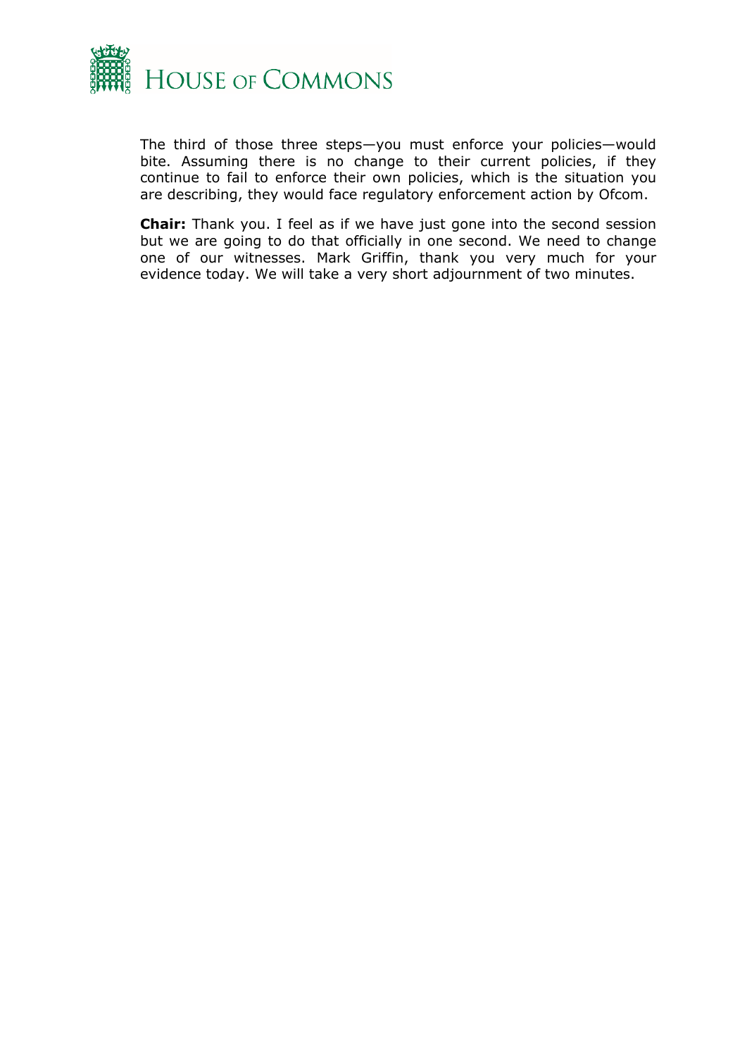The third of those three steps—you must enforce your policies—would bite. Assuming there is no change to their current policies, if they continue to fail to enforce their own policies, which is the situation you are describing, they would face regulatory enforcement action by Ofcom.

**Chair:** Thank you. I feel as if we have just gone into the second session but we are going to do that officially in one second. We need to change one of our witnesses. Mark Griffin, thank you very much for your evidence today. We will take a very short adjournment of two minutes.